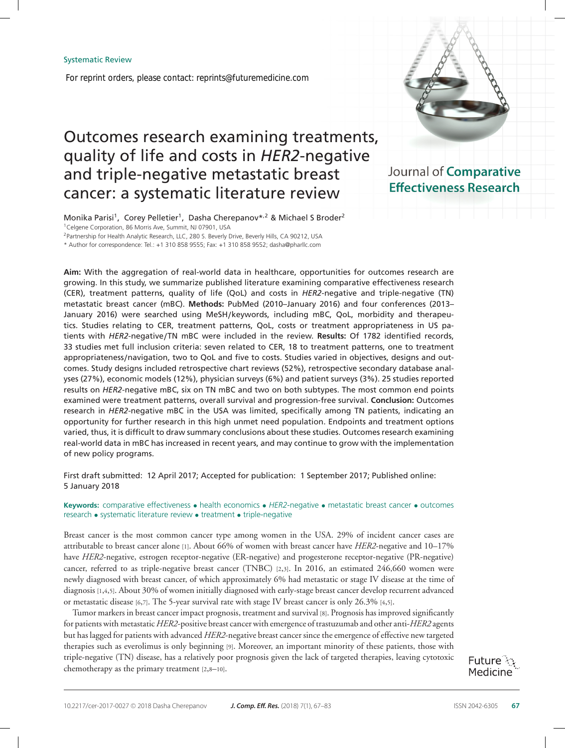Systematic Review

For reprint orders, please contact: reprints@futuremedicine.com

# Outcomes research examining treatments, quality of life and costs in *HER2*-negative and triple-negative metastatic breast cancer: a systematic literature review

Journal of **Comparative Effectiveness Research**

Monika Parisi[1], Corey Pelletier[1], Dasha Cherepanov*,[2] & Michael S Broder[2]

[1]Celgene Corporation, 86 Morris Ave, Summit, NJ 07901, USA

[2]Partnership for Health Analytic Research, LLC, 280 S. Beverly Drive, Beverly Hills, CA 90212, USA

* Author for correspondence: Tel.: +1 310 858 9555; Fax: +1 310 858 9552; dasha@pharllc.com

**Aim:** With the aggregation of real-world data in healthcare, opportunities for outcomes research are growing. In this study, we summarize published literature examining comparative effectiveness research (CER), treatment patterns, quality of life (QoL) and costs in *HER2*-negative and triple-negative (TN) metastatic breast cancer (mBC). **Methods:** PubMed (2010–January 2016) and four conferences (2013–January 2016) were searched using MeSH/keywords, including mBC, QoL, morbidity and therapeutics. Studies relating to CER, treatment patterns, QoL, costs or treatment appropriateness in US patients with *HER2*-negative/TN mBC were included in the review. **Results:** Of 1782 identified records, 33 studies met full inclusion criteria: seven related to CER, 18 to treatment patterns, one to treatment appropriateness/navigation, two to QoL and five to costs. Studies varied in objectives, designs and outcomes. Study designs included retrospective chart reviews (52%), retrospective secondary database analyses (27%), economic models (12%), physician surveys (6%) and patient surveys (3%). 25 studies reported results on *HER2*-negative mBC, six on TN mBC and two on both subtypes. The most common end points examined were treatment patterns, overall survival and progression-free survival. **Conclusion:** Outcomes research in *HER2*-negative mBC in the USA was limited, specifically among TN patients, indicating an opportunity for further research in this high unmet need population. Endpoints and treatment options varied, thus, it is difficult to draw summary conclusions about these studies. Outcomes research examining real-world data in mBC has increased in recent years, and may continue to grow with the implementation of new policy programs.

First draft submitted: 12 April 2017; Accepted for publication: 1 September 2017; Published online: 5 January 2018

**Keywords:** comparative effectiveness • health economics • *HER2*-negative • metastatic breast cancer • outcomes research • systematic literature review • treatment • triple-negative

Breast cancer is the most common cancer type among women in the USA. 29% of incident cancer cases are attributable to breast cancer alone [1]. About 66% of women with breast cancer have *HER2*-negative and 10–17% have *HER2*-negative, estrogen receptor-negative (ER-negative) and progesterone receptor-negative (PR-negative) cancer, referred to as triple-negative breast cancer (TNBC) [2,3]. In 2016, an estimated 246,660 women were newly diagnosed with breast cancer, of which approximately 6% had metastatic or stage IV disease at the time of diagnosis [1,4,5]. About 30% of women initially diagnosed with early-stage breast cancer develop recurrent advanced or metastatic disease [6,7]. The 5-year survival rate with stage IV breast cancer is only 26.3% [4,5].

Tumor markers in breast cancer impact prognosis, treatment and survival [8]. Prognosis has improved significantly for patients with metastatic *HER2*-positive breast cancer with emergence of trastuzumab and other anti-*HER2* agents but has lagged for patients with advanced *HER2*-negative breast cancer since the emergence of effective new targeted therapies such as everolimus is only beginning [9]. Moreover, an important minority of these patients, those with triple-negative (TN) disease, has a relatively poor prognosis given the lack of targeted therapies, leaving cytotoxic chemotherapy as the primary treatment [2,8–10].

10.2217/cer-2017-0027 © 2018 Dasha Cherepanov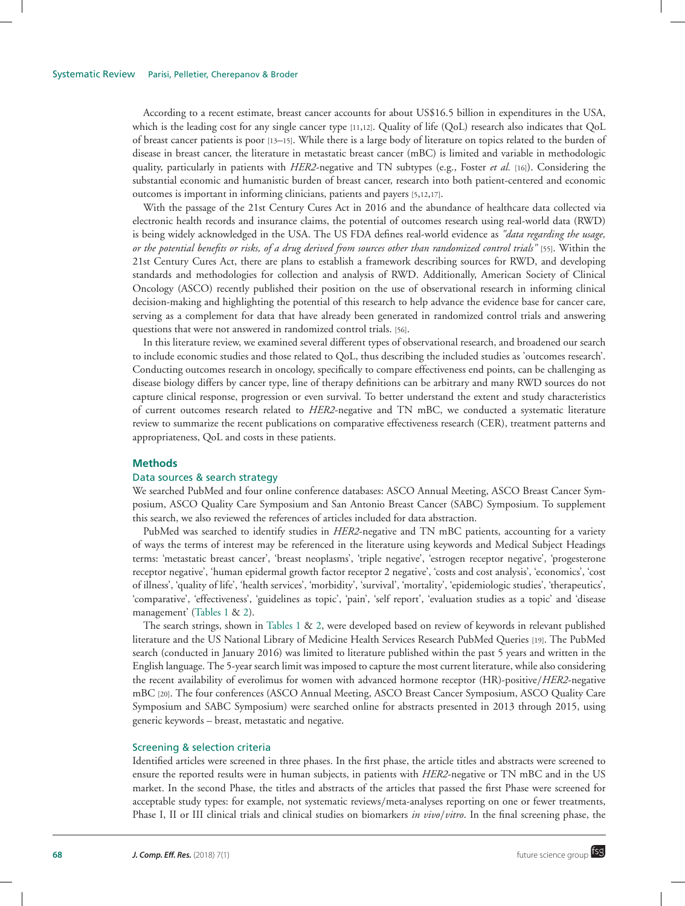According to a recent estimate, breast cancer accounts for about US$16.5 billion in expenditures in the USA, which is the leading cost for any single cancer type [11,12]. Quality of life (QoL) research also indicates that QoL of breast cancer patients is poor [13–15]. While there is a large body of literature on topics related to the burden of disease in breast cancer, the literature in metastatic breast cancer (mBC) is limited and variable in methodologic quality, particularly in patients with *HER2*-negative and TN subtypes (e.g., Foster *et al.* [16]). Considering the substantial economic and humanistic burden of breast cancer, research into both patient-centered and economic outcomes is important in informing clinicians, patients and payers [5,12,17].

With the passage of the 21st Century Cures Act in 2016 and the abundance of healthcare data collected via electronic health records and insurance claims, the potential of outcomes research using real-world data (RWD) is being widely acknowledged in the USA. The US FDA defines real-world evidence as *"data regarding the usage, or the potential benefits or risks, of a drug derived from sources other than randomized control trials"* [55]. Within the 21st Century Cures Act, there are plans to establish a framework describing sources for RWD, and developing standards and methodologies for collection and analysis of RWD. Additionally, American Society of Clinical Oncology (ASCO) recently published their position on the use of observational research in informing clinical decision-making and highlighting the potential of this research to help advance the evidence base for cancer care, serving as a complement for data that have already been generated in randomized control trials and answering questions that were not answered in randomized control trials. [56].

In this literature review, we examined several different types of observational research, and broadened our search to include economic studies and those related to QoL, thus describing the included studies as 'outcomes research'. Conducting outcomes research in oncology, specifically to compare effectiveness end points, can be challenging as disease biology differs by cancer type, line of therapy definitions can be arbitrary and many RWD sources do not capture clinical response, progression or even survival. To better understand the extent and study characteristics of current outcomes research related to *HER2*-negative and TN mBC, we conducted a systematic literature review to summarize the recent publications on comparative effectiveness research (CER), treatment patterns and appropriateness, QoL and costs in these patients.

## Methods

### Data sources & search strategy

We searched PubMed and four online conference databases: ASCO Annual Meeting, ASCO Breast Cancer Symposium, ASCO Quality Care Symposium and San Antonio Breast Cancer (SABC) Symposium. To supplement this search, we also reviewed the references of articles included for data abstraction.

PubMed was searched to identify studies in *HER2*-negative and TN mBC patients, accounting for a variety of ways the terms of interest may be referenced in the literature using keywords and Medical Subject Headings terms: 'metastatic breast cancer', 'breast neoplasms', 'triple negative', 'estrogen receptor negative', 'progesterone receptor negative', 'human epidermal growth factor receptor 2 negative', 'costs and cost analysis', 'economics', 'cost of illness', 'quality of life', 'health services', 'morbidity', 'survival', 'mortality', 'epidemiologic studies', 'therapeutics', 'comparative', 'effectiveness', 'guidelines as topic', 'pain', 'self report', 'evaluation studies as a topic' and 'disease management' (Tables 1 & 2).

The search strings, shown in Tables 1 & 2, were developed based on review of keywords in relevant published literature and the US National Library of Medicine Health Services Research PubMed Queries [19]. The PubMed search (conducted in January 2016) was limited to literature published within the past 5 years and written in the English language. The 5-year search limit was imposed to capture the most current literature, while also considering the recent availability of everolimus for women with advanced hormone receptor (HR)-positive/*HER2*-negative mBC [20]. The four conferences (ASCO Annual Meeting, ASCO Breast Cancer Symposium, ASCO Quality Care Symposium and SABC Symposium) were searched online for abstracts presented in 2013 through 2015, using generic keywords – breast, metastatic and negative.

### Screening & selection criteria

Identified articles were screened in three phases. In the first phase, the article titles and abstracts were screened to ensure the reported results were in human subjects, in patients with *HER2*-negative or TN mBC and in the US market. In the second Phase, the titles and abstracts of the articles that passed the first Phase were screened for acceptable study types: for example, not systematic reviews/meta-analyses reporting on one or fewer treatments, Phase I, II or III clinical trials and clinical studies on biomarkers *in vivo*/*vitro*. In the final screening phase, the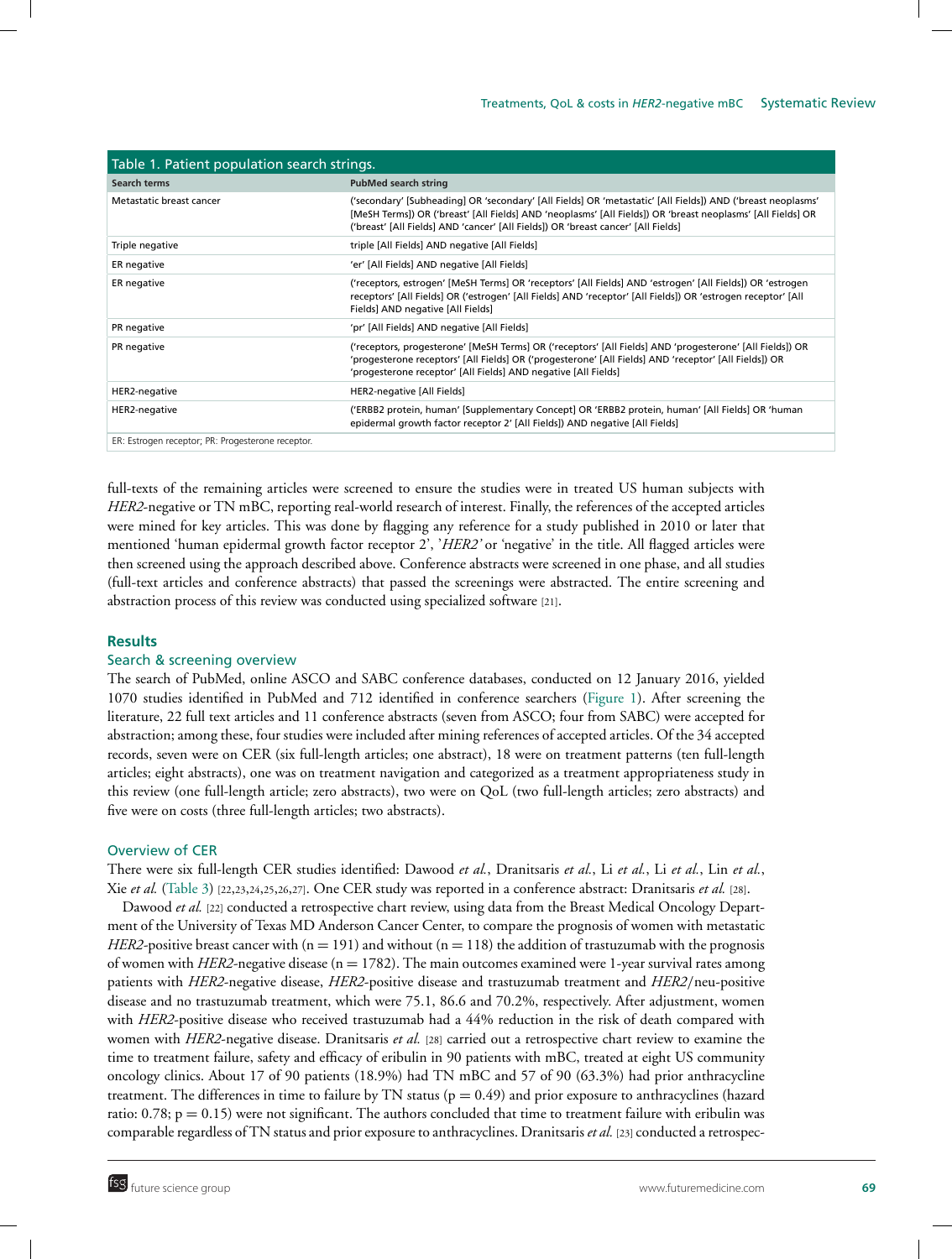Table 1. Patient population search strings.

| Search terms | PubMed search string |
|---|---|
| Metastatic breast cancer | ('secondary' [Subheading] OR 'secondary' [All Fields] OR 'metastatic' [All Fields]) AND ('breast neoplasms' [MeSH Terms]) OR ('breast' [All Fields] AND 'neoplasms' [All Fields]) OR 'breast neoplasms' [All Fields] OR ('breast' [All Fields] AND 'cancer' [All Fields]) OR 'breast cancer' [All Fields] |
| Triple negative | triple [All Fields] AND negative [All Fields] |
| ER negative | 'er' [All Fields] AND negative [All Fields] |
| ER negative | ('receptors, estrogen' [MeSH Terms] OR 'receptors' [All Fields] AND 'estrogen' [All Fields]) OR 'estrogen receptors' [All Fields] OR ('estrogen' [All Fields] AND 'receptor' [All Fields]) OR 'estrogen receptor' [All Fields] AND negative [All Fields] |
| PR negative | 'pr' [All Fields] AND negative [All Fields] |
| PR negative | ('receptors, progesterone' [MeSH Terms] OR 'receptors' [All Fields] AND 'progesterone' [All Fields]) OR 'progesterone receptors' [All Fields] OR ('progesterone' [All Fields] AND 'receptor' [All Fields]) OR 'progesterone receptor' [All Fields] AND negative [All Fields] |
| HER2-negative | HER2-negative [All Fields] |
| HER2-negative | ('ERBB2 protein, human' [Supplementary Concept] OR 'ERBB2 protein, human' [All Fields] OR 'human epidermal growth factor receptor 2' [All Fields]) AND negative [All Fields] |

ER: Estrogen receptor; PR: Progesterone receptor.

full-texts of the remaining articles were screened to ensure the studies were in treated US human subjects with *HER2*-negative or TN mBC, reporting real-world research of interest. Finally, the references of the accepted articles were mined for key articles. This was done by flagging any reference for a study published in 2010 or later that mentioned 'human epidermal growth factor receptor 2', '*HER2'* or 'negative' in the title. All flagged articles were then screened using the approach described above. Conference abstracts were screened in one phase, and all studies (full-text articles and conference abstracts) that passed the screenings were abstracted. The entire screening and abstraction process of this review was conducted using specialized software [21].

## Results

### Search & screening overview

The search of PubMed, online ASCO and SABC conference databases, conducted on 12 January 2016, yielded 1070 studies identified in PubMed and 712 identified in conference searchers (Figure 1). After screening the literature, 22 full text articles and 11 conference abstracts (seven from ASCO; four from SABC) were accepted for abstraction; among these, four studies were included after mining references of accepted articles. Of the 34 accepted records, seven were on CER (six full-length articles; one abstract), 18 were on treatment patterns (ten full-length articles; eight abstracts), one was on treatment navigation and categorized as a treatment appropriateness study in this review (one full-length article; zero abstracts), two were on QoL (two full-length articles; zero abstracts) and five were on costs (three full-length articles; two abstracts).

### Overview of CER

There were six full-length CER studies identified: Dawood *et al.*, Dranitsaris *et al.*, Li *et al.*, Li *et al.*, Lin *et al.*, Xie *et al.* (Table 3) [22,23,24,25,26,27]. One CER study was reported in a conference abstract: Dranitsaris *et al.* [28].

Dawood *et al.* [22] conducted a retrospective chart review, using data from the Breast Medical Oncology Department of the University of Texas MD Anderson Cancer Center, to compare the prognosis of women with metastatic *HER2*-positive breast cancer with (n = 191) and without (n = 118) the addition of trastuzumab with the prognosis of women with *HER2*-negative disease (n = 1782). The main outcomes examined were 1-year survival rates among patients with *HER2*-negative disease, *HER2*-positive disease and trastuzumab treatment and *HER2*/neu-positive disease and no trastuzumab treatment, which were 75.1, 86.6 and 70.2%, respectively. After adjustment, women with *HER2*-positive disease who received trastuzumab had a 44% reduction in the risk of death compared with women with *HER2*-negative disease. Dranitsaris *et al.* [28] carried out a retrospective chart review to examine the time to treatment failure, safety and efficacy of eribulin in 90 patients with mBC, treated at eight US community oncology clinics. About 17 of 90 patients (18.9%) had TN mBC and 57 of 90 (63.3%) had prior anthracycline treatment. The differences in time to failure by TN status (p = 0.49) and prior exposure to anthracyclines (hazard ratio: 0.78; p = 0.15) were not significant. The authors concluded that time to treatment failure with eribulin was comparable regardless of TN status and prior exposure to anthracyclines. Dranitsaris *et al.* [23] conducted a retrospec-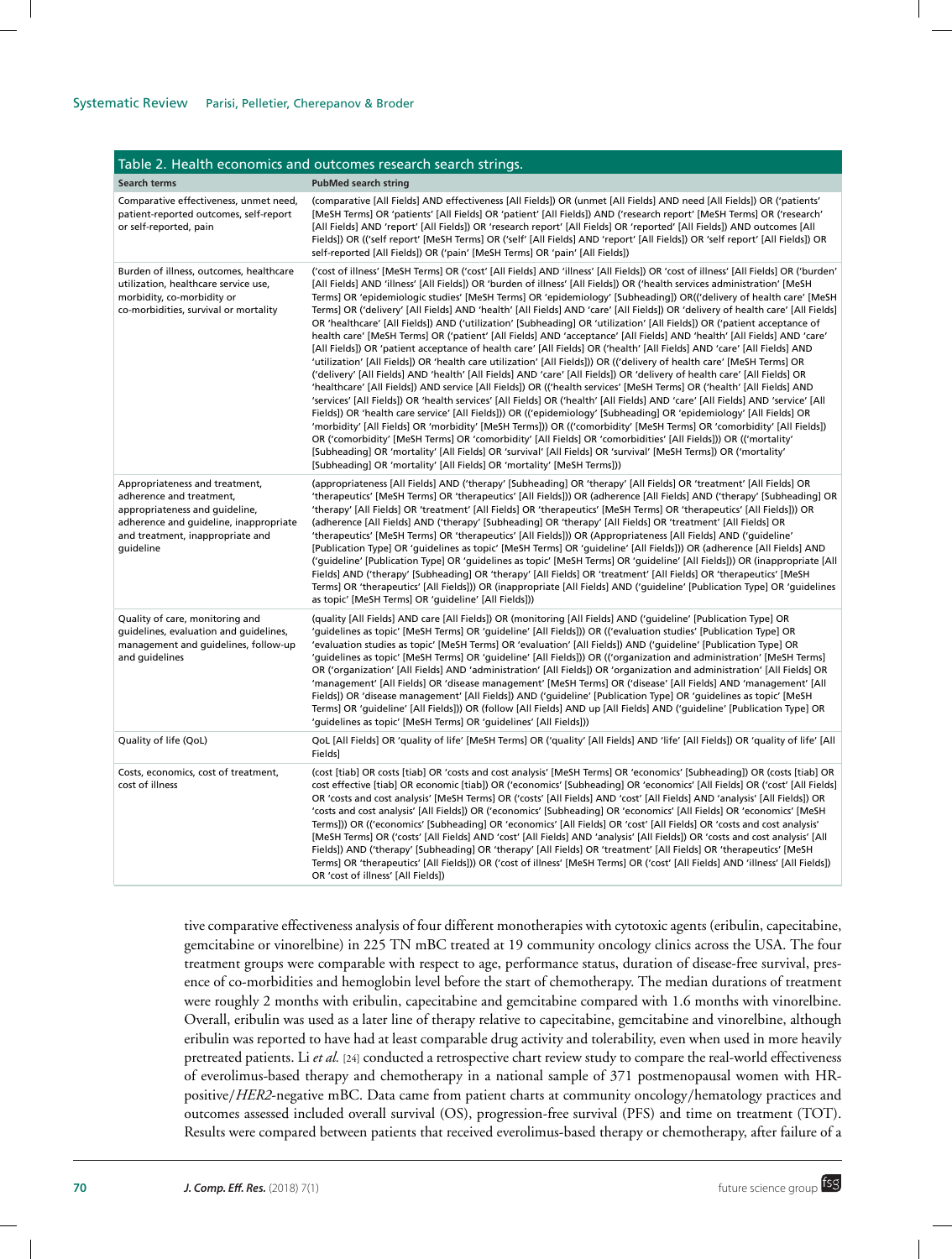Table 2. Health economics and outcomes research search strings.

| Search terms | PubMed search string |
|---|---|
| Comparative effectiveness, unmet need, patient-reported outcomes, self-report or self-reported, pain | (comparative [All Fields] AND effectiveness [All Fields]) OR (unmet [All Fields] AND need [All Fields]) OR ('patients' [MeSH Terms] OR 'patients' [All Fields] OR 'patient' [All Fields]) AND ('research report' [MeSH Terms] OR ('research' [All Fields] AND 'report' [All Fields]) OR 'research report' [All Fields] OR 'reported' [All Fields]) AND outcomes [All Fields]) OR (('self report' [MeSH Terms] OR ('self' [All Fields] AND 'report' [All Fields]) OR 'self report' [All Fields]) OR self-reported [All Fields]) OR ('pain' [MeSH Terms] OR 'pain' [All Fields]) |
| Burden of illness, outcomes, healthcare utilization, healthcare service use, morbidity, co-morbidity or co-morbidities, survival or mortality | ('cost of illness' [MeSH Terms] OR ('cost' [All Fields] AND 'illness' [All Fields]) OR 'cost of illness' [All Fields] OR ('burden' [All Fields] AND 'illness' [All Fields]) OR 'burden of illness' [All Fields]) OR ('health services administration' [MeSH Terms] OR 'epidemiologic studies' [MeSH Terms] OR 'epidemiology' [Subheading]) OR(('delivery of health care' [MeSH Terms] OR ('delivery' [All Fields] AND 'health' [All Fields] AND 'care' [All Fields]) OR 'delivery of health care' [All Fields] OR 'healthcare' [All Fields]) AND ('utilization' [Subheading] OR 'utilization' [All Fields]) OR ('patient acceptance of health care' [MeSH Terms] OR ('patient' [All Fields] AND 'acceptance' [All Fields] AND 'health' [All Fields] AND 'care' [All Fields]) OR 'patient acceptance of health care' [All Fields] OR ('health' [All Fields] AND 'care' [All Fields] AND 'utilization' [All Fields]) OR 'health care utilization' [All Fields])) OR (('delivery of health care' [MeSH Terms] OR ('delivery' [All Fields] AND 'health' [All Fields] AND 'care' [All Fields]) OR 'delivery of health care' [All Fields] OR 'healthcare' [All Fields]) AND service [All Fields]) OR (('health services' [MeSH Terms] OR ('health' [All Fields] AND 'services' [All Fields]) OR 'health services' [All Fields] OR ('health' [All Fields] AND 'care' [All Fields] AND 'service' [All Fields]) OR 'health care service' [All Fields])) OR (('epidemiology' [Subheading] OR 'epidemiology' [All Fields] OR 'morbidity' [All Fields] OR 'morbidity' [MeSH Terms])) OR (('comorbidity' [MeSH Terms] OR 'comorbidity' [All Fields])) OR ('comorbidity' [MeSH Terms] OR 'comorbidity' [All Fields] OR 'comorbidities' [All Fields])) OR (('mortality' [Subheading] OR 'mortality' [All Fields] OR 'survival' [All Fields] OR 'survival' [MeSH Terms]) OR ('mortality' [Subheading] OR 'mortality' [All Fields] OR 'mortality' [MeSH Terms])) |
| Appropriateness and treatment, adherence and treatment, appropriateness and guideline, adherence and guideline, inappropriate and treatment, inappropriate and guideline | (appropriateness [All Fields] AND ('therapy' [Subheading] OR 'therapy' [All Fields] OR 'treatment' [All Fields] OR 'therapeutics' [MeSH Terms] OR 'therapeutics' [All Fields])) OR (adherence [All Fields] AND ('therapy' [Subheading] OR 'therapy' [All Fields] OR 'treatment' [All Fields] OR 'therapeutics' [MeSH Terms] OR 'therapeutics' [All Fields])) OR (adherence [All Fields] AND ('therapy' [Subheading] OR 'therapy' [All Fields] OR 'treatment' [All Fields] OR 'therapeutics' [MeSH Terms] OR 'therapeutics' [All Fields])) OR (Appropriateness [All Fields] AND ('guideline' [Publication Type] OR 'guidelines as topic' [MeSH Terms] OR 'guideline' [All Fields])) OR (adherence [All Fields] AND ('guideline' [Publication Type] OR 'guidelines as topic' [MeSH Terms] OR 'guideline' [All Fields])) OR (inappropriate [All Fields] AND ('therapy' [Subheading] OR 'therapy' [All Fields] OR 'treatment' [All Fields] OR 'therapeutics' [MeSH Terms] OR 'therapeutics' [All Fields])) OR (inappropriate [All Fields] AND ('guideline' [Publication Type] OR 'guidelines as topic' [MeSH Terms] OR 'guideline' [All Fields])) |
| Quality of care, monitoring and guidelines, evaluation and guidelines, management and guidelines, follow-up and guidelines | (quality [All Fields] AND care [All Fields]) OR (monitoring [All Fields] AND ('guideline' [Publication Type] OR 'guidelines as topic' [MeSH Terms] OR 'guideline' [All Fields])) OR (('evaluation studies' [Publication Type] OR 'evaluation studies as topic' [MeSH Terms] OR 'evaluation' [All Fields]) AND ('guideline' [Publication Type] OR 'guidelines as topic' [MeSH Terms] OR 'guideline' [All Fields])) OR (('organization and administration' [MeSH Terms] OR ('organization' [All Fields] AND 'administration' [All Fields]) OR 'organization and administration' [All Fields] OR 'management' [All Fields] OR 'disease management' [MeSH Terms] OR ('disease' [All Fields] AND 'management' [All Fields]) OR 'disease management' [All Fields]) AND ('guideline' [Publication Type] OR 'guidelines as topic' [MeSH Terms] OR 'guideline' [All Fields])) OR (follow [All Fields] AND up [All Fields] AND ('guideline' [Publication Type] OR 'guidelines as topic' [MeSH Terms] OR 'guidelines' [All Fields])) |
| Quality of life (QoL) | QoL [All Fields] OR 'quality of life' [MeSH Terms] OR ('quality' [All Fields] AND 'life' [All Fields]) OR 'quality of life' [All Fields] |
| Costs, economics, cost of treatment, cost of illness | (cost [tiab] OR costs [tiab] OR 'costs and cost analysis' [MeSH Terms] OR 'economics' [Subheading]) OR (costs [tiab] OR cost effective [tiab] OR economic [tiab]) OR ('economics' [Subheading] OR 'economics' [All Fields] OR ('cost' [All Fields] OR 'costs and cost analysis' [MeSH Terms] OR ('costs' [All Fields] AND 'cost' [All Fields] AND 'analysis' [All Fields]) OR 'costs and cost analysis' [All Fields]) OR ('economics' [Subheading] OR 'economics' [All Fields] OR 'economics' [MeSH Terms])) OR (('economics' [Subheading] OR 'economics' [All Fields] OR 'cost' [All Fields] OR 'costs and cost analysis' [MeSH Terms] OR ('costs' [All Fields] AND 'cost' [All Fields] AND 'analysis' [All Fields]) OR 'costs and cost analysis' [All Fields]) AND ('therapy' [Subheading] OR 'therapy' [All Fields] OR 'treatment' [All Fields] OR 'therapeutics' [MeSH Terms] OR 'therapeutics' [All Fields])) OR ('cost of illness' [MeSH Terms] OR ('cost' [All Fields] AND 'illness' [All Fields]) OR 'cost of illness' [All Fields]) |

tive comparative effectiveness analysis of four different monotherapies with cytotoxic agents (eribulin, capecitabine, gemcitabine or vinorelbine) in 225 TN mBC treated at 19 community oncology clinics across the USA. The four treatment groups were comparable with respect to age, performance status, duration of disease-free survival, presence of co-morbidities and hemoglobin level before the start of chemotherapy. The median durations of treatment were roughly 2 months with eribulin, capecitabine and gemcitabine compared with 1.6 months with vinorelbine. Overall, eribulin was used as a later line of therapy relative to capecitabine, gemcitabine and vinorelbine, although eribulin was reported to have had at least comparable drug activity and tolerability, even when used in more heavily pretreated patients. Li *et al.* [24] conducted a retrospective chart review study to compare the real-world effectiveness of everolimus-based therapy and chemotherapy in a national sample of 371 postmenopausal women with HR-positive/*HER2*-negative mBC. Data came from patient charts at community oncology/hematology practices and outcomes assessed included overall survival (OS), progression-free survival (PFS) and time on treatment (TOT). Results were compared between patients that received everolimus-based therapy or chemotherapy, after failure of a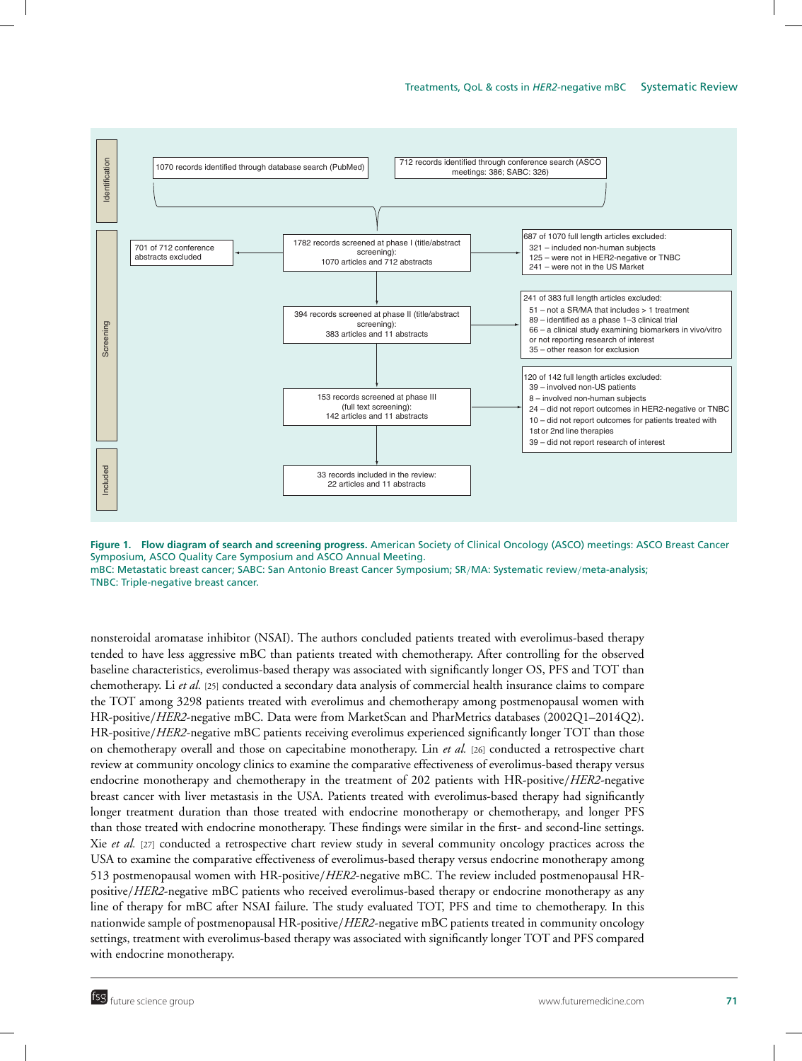Identification

1070 records identified through database search (PubMed)

712 records identified through conference search (ASCO meetings: 386; SABC: 326)

Screening

1782 records screened at phase I (title/abstract screening): 1070 articles and 712 abstracts

701 of 712 conference abstracts excluded

687 of 1070 full length articles excluded:
- 321 – included non-human subjects
- 125 – were not in HER2-negative or TNBC
- 241 – were not in the US Market

394 records screened at phase II (title/abstract screening): 383 articles and 11 abstracts

241 of 383 full length articles excluded:
- 51 – not a SR/MA that includes > 1 treatment
- 89 – identified as a phase 1–3 clinical trial
- 66 – a clinical study examining biomarkers in vivo/vitro or not reporting research of interest
- 35 – other reason for exclusion

153 records screened at phase III (full text screening): 142 articles and 11 abstracts

120 of 142 full length articles excluded:
- 39 – involved non-US patients
- 8 – involved non-human subjects
- 24 – did not report outcomes in HER2-negative or TNBC
- 10 – did not report outcomes for patients treated with 1st or 2nd line therapies
- 39 – did not report research of interest

Included

33 records included in the review: 22 articles and 11 abstracts

**Figure 1. Flow diagram of search and screening progress.** American Society of Clinical Oncology (ASCO) meetings: ASCO Breast Cancer Symposium, ASCO Quality Care Symposium and ASCO Annual Meeting.
mBC: Metastatic breast cancer; SABC: San Antonio Breast Cancer Symposium; SR/MA: Systematic review/meta-analysis; TNBC: Triple-negative breast cancer.

nonsteroidal aromatase inhibitor (NSAI). The authors concluded patients treated with everolimus-based therapy tended to have less aggressive mBC than patients treated with chemotherapy. After controlling for the observed baseline characteristics, everolimus-based therapy was associated with significantly longer OS, PFS and TOT than chemotherapy. Li *et al.* [25] conducted a secondary data analysis of commercial health insurance claims to compare the TOT among 3298 patients treated with everolimus and chemotherapy among postmenopausal women with HR-positive/*HER2*-negative mBC. Data were from MarketScan and PharMetrics databases (2002Q1–2014Q2). HR-positive/*HER2*-negative mBC patients receiving everolimus experienced significantly longer TOT than those on chemotherapy overall and those on capecitabine monotherapy. Lin *et al.* [26] conducted a retrospective chart review at community oncology clinics to examine the comparative effectiveness of everolimus-based therapy versus endocrine monotherapy and chemotherapy in the treatment of 202 patients with HR-positive/*HER2*-negative breast cancer with liver metastasis in the USA. Patients treated with everolimus-based therapy had significantly longer treatment duration than those treated with endocrine monotherapy or chemotherapy, and longer PFS than those treated with endocrine monotherapy. These findings were similar in the first- and second-line settings. Xie *et al.* [27] conducted a retrospective chart review study in several community oncology practices across the USA to examine the comparative effectiveness of everolimus-based therapy versus endocrine monotherapy among 513 postmenopausal women with HR-positive/*HER2*-negative mBC. The review included postmenopausal HR-positive/*HER2*-negative mBC patients who received everolimus-based therapy or endocrine monotherapy as any line of therapy for mBC after NSAI failure. The study evaluated TOT, PFS and time to chemotherapy. In this nationwide sample of postmenopausal HR-positive/*HER2*-negative mBC patients treated in community oncology settings, treatment with everolimus-based therapy was associated with significantly longer TOT and PFS compared with endocrine monotherapy.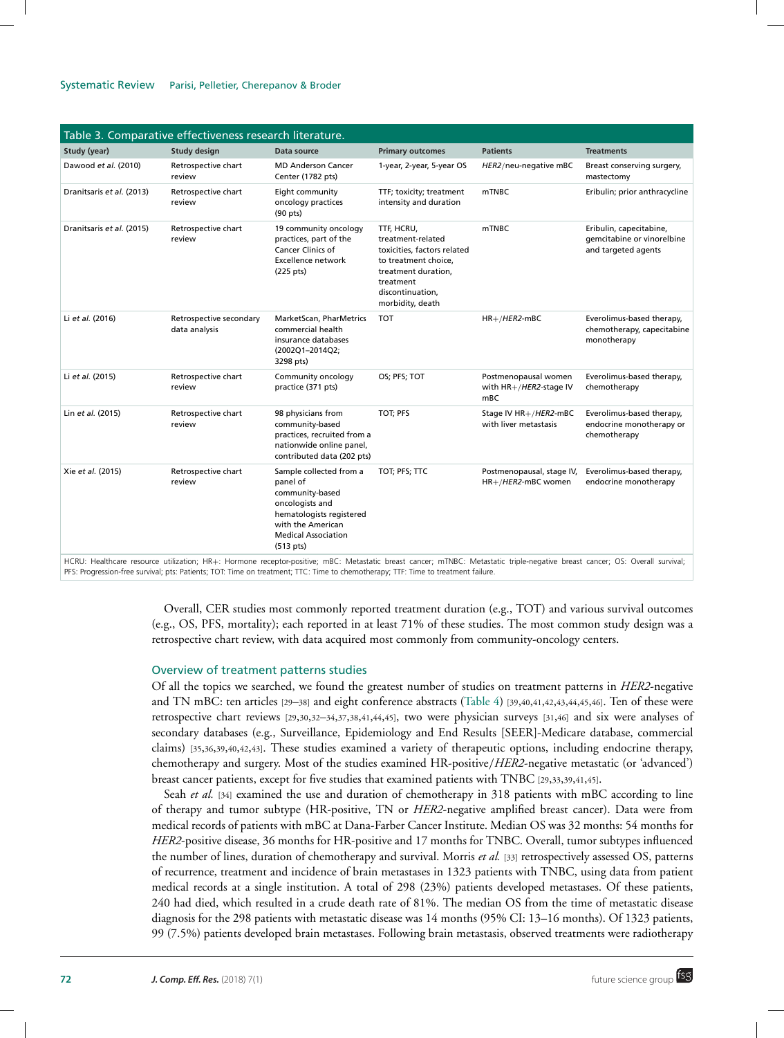Table 3. Comparative effectiveness research literature.

| Study (year) | Study design | Data source | Primary outcomes | Patients | Treatments |
|---|---|---|---|---|---|
| Dawood *et al.* (2010) | Retrospective chart review | MD Anderson Cancer Center (1782 pts) | 1-year, 2-year, 5-year OS | *HER2*/neu-negative mBC | Breast conserving surgery, mastectomy |
| Dranitsaris *et al.* (2013) | Retrospective chart review | Eight community oncology practices (90 pts) | TTF; toxicity; treatment intensity and duration | mTNBC | Eribulin; prior anthracycline |
| Dranitsaris *et al.* (2015) | Retrospective chart review | 19 community oncology practices, part of the Cancer Clinics of Excellence network (225 pts) | TTF, HCRU, treatment-related toxicities, factors related to treatment choice, treatment duration, treatment discontinuation, morbidity, death | mTNBC | Eribulin, capecitabine, gemcitabine or vinorelbine and targeted agents |
| Li *et al.* (2016) | Retrospective secondary data analysis | MarketScan, PharMetrics commercial health insurance databases (2002Q1–2014Q2; 3298 pts) | TOT | HR+/*HER2*-mBC | Everolimus-based therapy, chemotherapy, capecitabine monotherapy |
| Li *et al.* (2015) | Retrospective chart review | Community oncology practice (371 pts) | OS; PFS; TOT | Postmenopausal women with HR+/*HER2*-stage IV mBC | Everolimus-based therapy, chemotherapy |
| Lin *et al.* (2015) | Retrospective chart review | 98 physicians from community-based practices, recruited from a nationwide online panel, contributed data (202 pts) | TOT; PFS | Stage IV HR+/*HER2*-mBC with liver metastasis | Everolimus-based therapy, endocrine monotherapy or chemotherapy |
| Xie *et al.* (2015) | Retrospective chart review | Sample collected from a panel of community-based oncologists and hematologists registered with the American Medical Association (513 pts) | TOT; PFS; TTC | Postmenopausal, stage IV, HR+/*HER2*-mBC women | Everolimus-based therapy, endocrine monotherapy |

HCRU: Healthcare resource utilization; HR+: Hormone receptor-positive; mBC: Metastatic breast cancer; mTNBC: Metastatic triple-negative breast cancer; OS: Overall survival; PFS: Progression-free survival; pts: Patients; TOT: Time on treatment; TTC: Time to chemotherapy; TTF: Time to treatment failure.

Overall, CER studies most commonly reported treatment duration (e.g., TOT) and various survival outcomes (e.g., OS, PFS, mortality); each reported in at least 71% of these studies. The most common study design was a retrospective chart review, with data acquired most commonly from community-oncology centers.

### Overview of treatment patterns studies

Of all the topics we searched, we found the greatest number of studies on treatment patterns in *HER2*-negative and TN mBC: ten articles [29–38] and eight conference abstracts (Table 4) [39,40,41,42,43,44,45,46]. Ten of these were retrospective chart reviews [29,30,32–34,37,38,41,44,45], two were physician surveys [31,46] and six were analyses of secondary databases (e.g., Surveillance, Epidemiology and End Results [SEER]-Medicare database, commercial claims) [35,36,39,40,42,43]. These studies examined a variety of therapeutic options, including endocrine therapy, chemotherapy and surgery. Most of the studies examined HR-positive/*HER2*-negative metastatic (or 'advanced') breast cancer patients, except for five studies that examined patients with TNBC [29,33,39,41,45].

Seah *et al.* [34] examined the use and duration of chemotherapy in 318 patients with mBC according to line of therapy and tumor subtype (HR-positive, TN or *HER2*-negative amplified breast cancer). Data were from medical records of patients with mBC at Dana-Farber Cancer Institute. Median OS was 32 months: 54 months for *HER2*-positive disease, 36 months for HR-positive and 17 months for TNBC. Overall, tumor subtypes influenced the number of lines, duration of chemotherapy and survival. Morris *et al.* [33] retrospectively assessed OS, patterns of recurrence, treatment and incidence of brain metastases in 1323 patients with TNBC, using data from patient medical records at a single institution. A total of 298 (23%) patients developed metastases. Of these patients, 240 had died, which resulted in a crude death rate of 81%. The median OS from the time of metastatic disease diagnosis for the 298 patients with metastatic disease was 14 months (95% CI: 13–16 months). Of 1323 patients, 99 (7.5%) patients developed brain metastases. Following brain metastasis, observed treatments were radiotherapy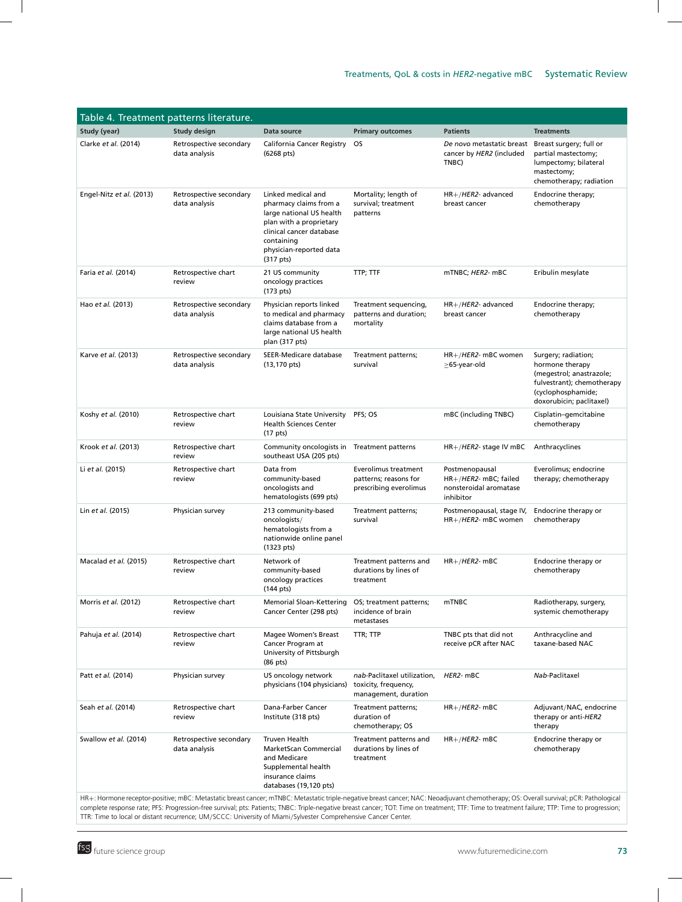Table 4. Treatment patterns literature.

| Study (year) | Study design | Data source | Primary outcomes | Patients | Treatments |
|---|---|---|---|---|---|
| Clarke *et al.* (2014) | Retrospective secondary data analysis | California Cancer Registry (6268 pts) | OS | *De novo* metastatic breast cancer by *HER2* (included TNBC) | Breast surgery; full or partial mastectomy; lumpectomy; bilateral mastectomy; chemotherapy; radiation |
| Engel-Nitz *et al.* (2013) | Retrospective secondary data analysis | Linked medical and pharmacy claims from a large national US health plan with a proprietary clinical cancer database containing physician-reported data (317 pts) | Mortality; length of survival; treatment patterns | HR+/*HER2*- advanced breast cancer | Endocrine therapy; chemotherapy |
| Faria *et al.* (2014) | Retrospective chart review | 21 US community oncology practices (173 pts) | TTP; TTF | mTNBC; *HER2*- mBC | Eribulin mesylate |
| Hao *et al.* (2013) | Retrospective secondary data analysis | Physician reports linked to medical and pharmacy claims database from a large national US health plan (317 pts) | Treatment sequencing, patterns and duration; mortality | HR+/*HER2*- advanced breast cancer | Endocrine therapy; chemotherapy |
| Karve *et al.* (2013) | Retrospective secondary data analysis | SEER-Medicare database (13,170 pts) | Treatment patterns; survival | HR+/*HER2*- mBC women ≥65-year-old | Surgery; radiation; hormone therapy (megestrol; anastrozole; fulvestrant); chemotherapy (cyclophosphamide; doxorubicin; paclitaxel) |
| Koshy *et al.* (2010) | Retrospective chart review | Louisiana State University Health Sciences Center (17 pts) | PFS; OS | mBC (including TNBC) | Cisplatin–gemcitabine chemotherapy |
| Krook *et al.* (2013) | Retrospective chart review | Community oncologists in southeast USA (205 pts) | Treatment patterns | HR+/*HER2*- stage IV mBC | Anthracyclines |
| Li *et al.* (2015) | Retrospective chart review | Data from community-based oncologists and hematologists (699 pts) | Everolimus treatment patterns; reasons for prescribing everolimus | Postmenopausal HR+/*HER2*- mBC; failed nonsteroidal aromatase inhibitor | Everolimus; endocrine therapy; chemotherapy |
| Lin *et al.* (2015) | Physician survey | 213 community-based oncologists/ hematologists from a nationwide online panel (1323 pts) | Treatment patterns; survival | Postmenopausal, stage IV, HR+/*HER2*- mBC women | Endocrine therapy or chemotherapy |
| Macalad *et al.* (2015) | Retrospective chart review | Network of community-based oncology practices (144 pts) | Treatment patterns and durations by lines of treatment | HR+/*HER2*- mBC | Endocrine therapy or chemotherapy |
| Morris *et al.* (2012) | Retrospective chart review | Memorial Sloan-Kettering Cancer Center (298 pts) | OS; treatment patterns; incidence of brain metastases | mTNBC | Radiotherapy, surgery, systemic chemotherapy |
| Pahuja *et al.* (2014) | Retrospective chart review | Magee Women's Breast Cancer Program at University of Pittsburgh (86 pts) | TTR; TTP | TNBC pts that did not receive pCR after NAC | Anthracycline and taxane-based NAC |
| Patt *et al.* (2014) | Physician survey | US oncology network physicians (104 physicians) | *nab*-Paclitaxel utilization, toxicity, frequency, management, duration | *HER2*- mBC | *Nab*-Paclitaxel |
| Seah *et al.* (2014) | Retrospective chart review | Dana-Farber Cancer Institute (318 pts) | Treatment patterns; duration of chemotherapy; OS | HR+/*HER2*- mBC | Adjuvant/NAC, endocrine therapy or anti-*HER2* therapy |
| Swallow *et al.* (2014) | Retrospective secondary data analysis | Truven Health MarketScan Commercial and Medicare Supplemental health insurance claims databases (19,120 pts) | Treatment patterns and durations by lines of treatment | HR+/*HER2*- mBC | Endocrine therapy or chemotherapy |

HR+: Hormone receptor-positive; mBC: Metastatic breast cancer; mTNBC: Metastatic triple-negative breast cancer; NAC: Neoadjuvant chemotherapy; OS: Overall survival; pCR: Pathological complete response rate; PFS: Progression-free survival; pts: Patients; TNBC: Triple-negative breast cancer; TOT: Time on treatment; TTF: Time to treatment failure; TTP: Time to progression; TTR: Time to local or distant recurrence; UM/SCCC: University of Miami/Sylvester Comprehensive Cancer Center.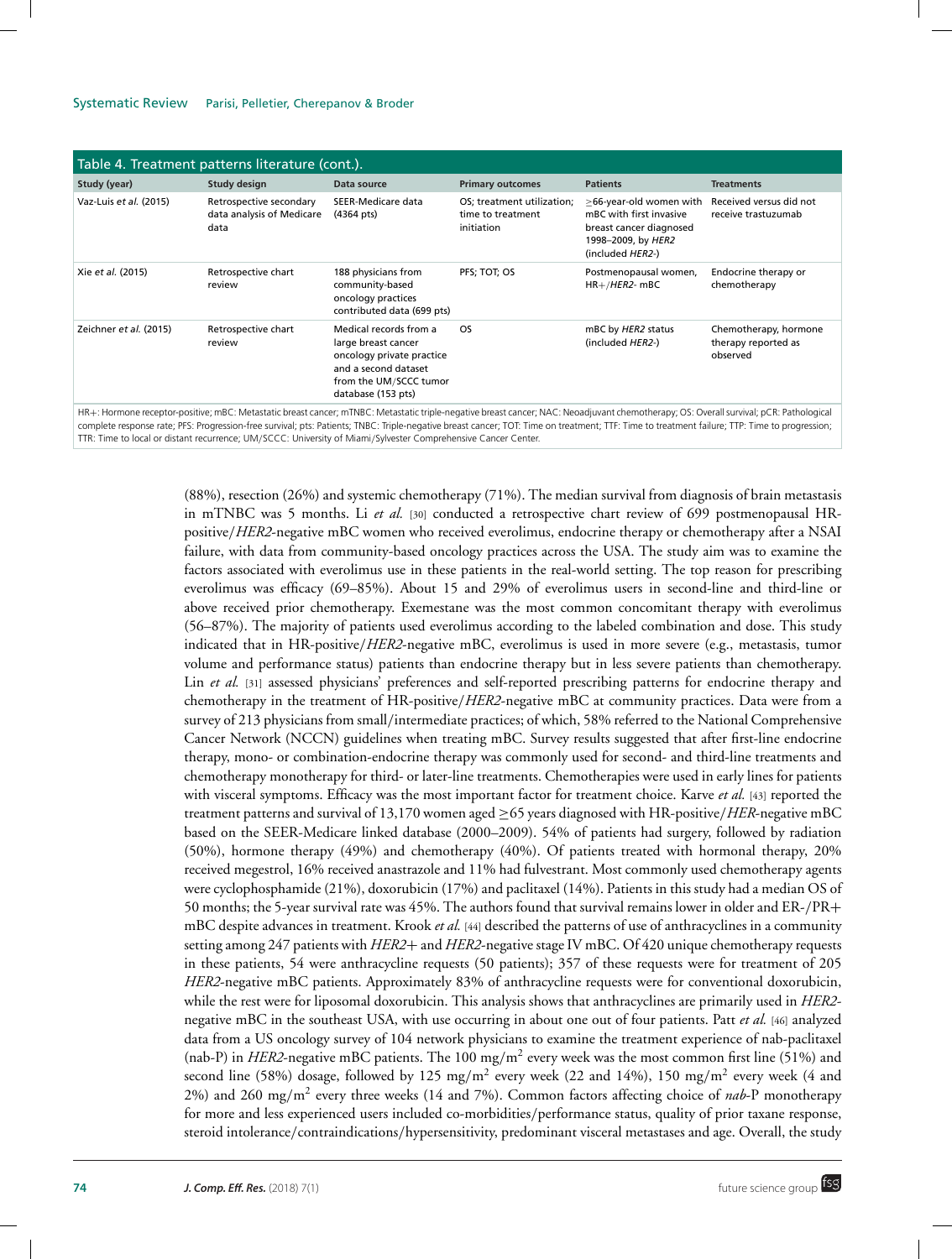**Table 4. Treatment patterns literature (cont.).**

| Study (year) | Study design | Data source | Primary outcomes | Patients | Treatments |
|---|---|---|---|---|---|
| Vaz-Luis *et al.* (2015) | Retrospective secondary data analysis of Medicare data | SEER-Medicare data (4364 pts) | OS; treatment utilization; time to treatment initiation | ≥66-year-old women with mBC with first invasive breast cancer diagnosed 1998–2009, by *HER2* (included *HER2*-) | Received versus did not receive trastuzumab |
| Xie *et al.* (2015) | Retrospective chart review | 188 physicians from community-based oncology practices contributed data (699 pts) | PFS; TOT; OS | Postmenopausal women, HR+/*HER2*- mBC | Endocrine therapy or chemotherapy |
| Zeichner *et al.* (2015) | Retrospective chart review | Medical records from a large breast cancer oncology private practice and a second dataset from the UM/SCCC tumor database (153 pts) | OS | mBC by *HER2* status (included *HER2*-) | Chemotherapy, hormone therapy reported as observed |

HR+: Hormone receptor-positive; mBC: Metastatic breast cancer; mTNBC: Metastatic triple-negative breast cancer; NAC: Neoadjuvant chemotherapy; OS: Overall survival; pCR: Pathological complete response rate; PFS: Progression-free survival; pts: Patients; TNBC: Triple-negative breast cancer; TOT: Time on treatment; TTF: Time to treatment failure; TTP: Time to progression; TTR: Time to local or distant recurrence; UM/SCCC: University of Miami/Sylvester Comprehensive Cancer Center.

(88%), resection (26%) and systemic chemotherapy (71%). The median survival from diagnosis of brain metastasis in mTNBC was 5 months. Li *et al.* [30] conducted a retrospective chart review of 699 postmenopausal HR-positive/*HER2*-negative mBC women who received everolimus, endocrine therapy or chemotherapy after a NSAI failure, with data from community-based oncology practices across the USA. The study aim was to examine the factors associated with everolimus use in these patients in the real-world setting. The top reason for prescribing everolimus was efficacy (69–85%). About 15 and 29% of everolimus users in second-line and third-line or above received prior chemotherapy. Exemestane was the most common concomitant therapy with everolimus (56–87%). The majority of patients used everolimus according to the labeled combination and dose. This study indicated that in HR-positive/*HER2*-negative mBC, everolimus is used in more severe (e.g., metastasis, tumor volume and performance status) patients than endocrine therapy but in less severe patients than chemotherapy. Lin *et al.* [31] assessed physicians' preferences and self-reported prescribing patterns for endocrine therapy and chemotherapy in the treatment of HR-positive/*HER2*-negative mBC at community practices. Data were from a survey of 213 physicians from small/intermediate practices; of which, 58% referred to the National Comprehensive Cancer Network (NCCN) guidelines when treating mBC. Survey results suggested that after first-line endocrine therapy, mono- or combination-endocrine therapy was commonly used for second- and third-line treatments and chemotherapy monotherapy for third- or later-line treatments. Chemotherapies were used in early lines for patients with visceral symptoms. Efficacy was the most important factor for treatment choice. Karve *et al.* [43] reported the treatment patterns and survival of 13,170 women aged ≥65 years diagnosed with HR-positive/*HER*-negative mBC based on the SEER-Medicare linked database (2000–2009). 54% of patients had surgery, followed by radiation (50%), hormone therapy (49%) and chemotherapy (40%). Of patients treated with hormonal therapy, 20% received megestrol, 16% received anastrazole and 11% had fulvestrant. Most commonly used chemotherapy agents were cyclophosphamide (21%), doxorubicin (17%) and paclitaxel (14%). Patients in this study had a median OS of 50 months; the 5-year survival rate was 45%. The authors found that survival remains lower in older and ER-/PR+ mBC despite advances in treatment. Krook *et al.* [44] described the patterns of use of anthracyclines in a community setting among 247 patients with *HER2*+ and *HER2*-negative stage IV mBC. Of 420 unique chemotherapy requests in these patients, 54 were anthracycline requests (50 patients); 357 of these requests were for treatment of 205 *HER2*-negative mBC patients. Approximately 83% of anthracycline requests were for conventional doxorubicin, while the rest were for liposomal doxorubicin. This analysis shows that anthracyclines are primarily used in *HER2*-negative mBC in the southeast USA, with use occurring in about one out of four patients. Patt *et al.* [46] analyzed data from a US oncology survey of 104 network physicians to examine the treatment experience of nab-paclitaxel (nab-P) in *HER2*-negative mBC patients. The 100 mg/m$^2$ every week was the most common first line (51%) and second line (58%) dosage, followed by 125 mg/m$^2$ every week (22 and 14%), 150 mg/m$^2$ every week (4 and 2%) and 260 mg/m$^2$ every three weeks (14 and 7%). Common factors affecting choice of *nab*-P monotherapy for more and less experienced users included co-morbidities/performance status, quality of prior taxane response, steroid intolerance/contraindications/hypersensitivity, predominant visceral metastases and age. Overall, the study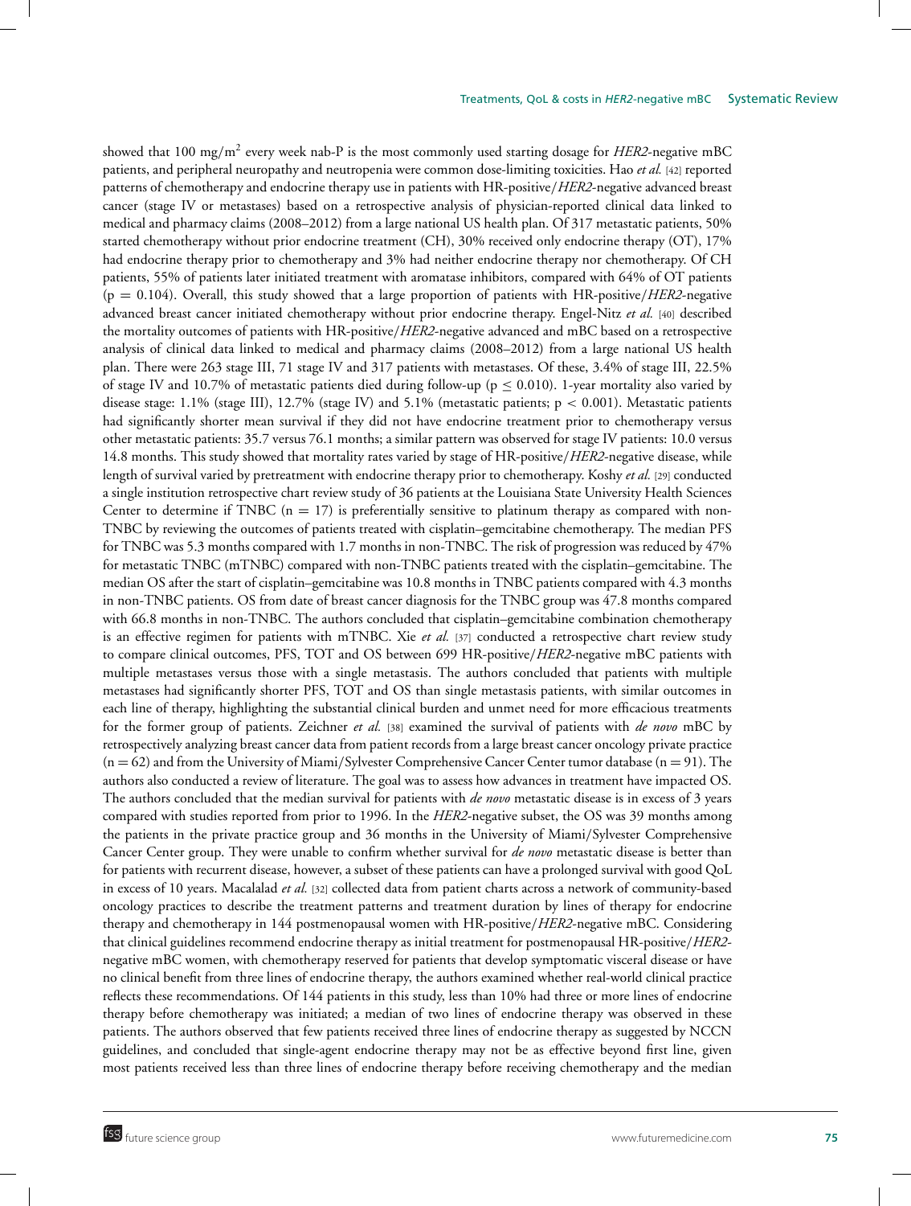showed that 100 $mg/m^2$ every week nab-P is the most commonly used starting dosage for *HER2*-negative mBC patients, and peripheral neuropathy and neutropenia were common dose-limiting toxicities. Hao *et al.* [42] reported patterns of chemotherapy and endocrine therapy use in patients with HR-positive/*HER2*-negative advanced breast cancer (stage IV or metastases) based on a retrospective analysis of physician-reported clinical data linked to medical and pharmacy claims (2008–2012) from a large national US health plan. Of 317 metastatic patients, 50% started chemotherapy without prior endocrine treatment (CH), 30% received only endocrine therapy (OT), 17% had endocrine therapy prior to chemotherapy and 3% had neither endocrine therapy nor chemotherapy. Of CH patients, 55% of patients later initiated treatment with aromatase inhibitors, compared with 64% of OT patients ($p = 0.104$). Overall, this study showed that a large proportion of patients with HR-positive/*HER2*-negative advanced breast cancer initiated chemotherapy without prior endocrine therapy. Engel-Nitz *et al.* [40] described the mortality outcomes of patients with HR-positive/*HER2*-negative advanced and mBC based on a retrospective analysis of clinical data linked to medical and pharmacy claims (2008–2012) from a large national US health plan. There were 263 stage III, 71 stage IV and 317 patients with metastases. Of these, 3.4% of stage III, 22.5% of stage IV and 10.7% of metastatic patients died during follow-up ($p \leq 0.010$). 1-year mortality also varied by disease stage: 1.1% (stage III), 12.7% (stage IV) and 5.1% (metastatic patients; $p < 0.001$). Metastatic patients had significantly shorter mean survival if they did not have endocrine treatment prior to chemotherapy versus other metastatic patients: 35.7 versus 76.1 months; a similar pattern was observed for stage IV patients: 10.0 versus 14.8 months. This study showed that mortality rates varied by stage of HR-positive/*HER2*-negative disease, while length of survival varied by pretreatment with endocrine therapy prior to chemotherapy. Koshy *et al.* [29] conducted a single institution retrospective chart review study of 36 patients at the Louisiana State University Health Sciences Center to determine if TNBC ($n = 17$) is preferentially sensitive to platinum therapy as compared with non-TNBC by reviewing the outcomes of patients treated with cisplatin–gemcitabine chemotherapy. The median PFS for TNBC was 5.3 months compared with 1.7 months in non-TNBC. The risk of progression was reduced by 47% for metastatic TNBC (mTNBC) compared with non-TNBC patients treated with the cisplatin–gemcitabine. The median OS after the start of cisplatin–gemcitabine was 10.8 months in TNBC patients compared with 4.3 months in non-TNBC patients. OS from date of breast cancer diagnosis for the TNBC group was 47.8 months compared with 66.8 months in non-TNBC. The authors concluded that cisplatin–gemcitabine combination chemotherapy is an effective regimen for patients with mTNBC. Xie *et al.* [37] conducted a retrospective chart review study to compare clinical outcomes, PFS, TOT and OS between 699 HR-positive/*HER2*-negative mBC patients with multiple metastases versus those with a single metastasis. The authors concluded that patients with multiple metastases had significantly shorter PFS, TOT and OS than single metastasis patients, with similar outcomes in each line of therapy, highlighting the substantial clinical burden and unmet need for more efficacious treatments for the former group of patients. Zeichner *et al.* [38] examined the survival of patients with *de novo* mBC by retrospectively analyzing breast cancer data from patient records from a large breast cancer oncology private practice ($n = 62$) and from the University of Miami/Sylvester Comprehensive Cancer Center tumor database ($n = 91$). The authors also conducted a review of literature. The goal was to assess how advances in treatment have impacted OS. The authors concluded that the median survival for patients with *de novo* metastatic disease is in excess of 3 years compared with studies reported from prior to 1996. In the *HER2*-negative subset, the OS was 39 months among the patients in the private practice group and 36 months in the University of Miami/Sylvester Comprehensive Cancer Center group. They were unable to confirm whether survival for *de novo* metastatic disease is better than for patients with recurrent disease, however, a subset of these patients can have a prolonged survival with good QoL in excess of 10 years. Macalalad *et al.* [32] collected data from patient charts across a network of community-based oncology practices to describe the treatment patterns and treatment duration by lines of therapy for endocrine therapy and chemotherapy in 144 postmenopausal women with HR-positive/*HER2*-negative mBC. Considering that clinical guidelines recommend endocrine therapy as initial treatment for postmenopausal HR-positive/*HER2*-negative mBC women, with chemotherapy reserved for patients that develop symptomatic visceral disease or have no clinical benefit from three lines of endocrine therapy, the authors examined whether real-world clinical practice reflects these recommendations. Of 144 patients in this study, less than 10% had three or more lines of endocrine therapy before chemotherapy was initiated; a median of two lines of endocrine therapy was observed in these patients. The authors observed that few patients received three lines of endocrine therapy as suggested by NCCN guidelines, and concluded that single-agent endocrine therapy may not be as effective beyond first line, given most patients received less than three lines of endocrine therapy before receiving chemotherapy and the median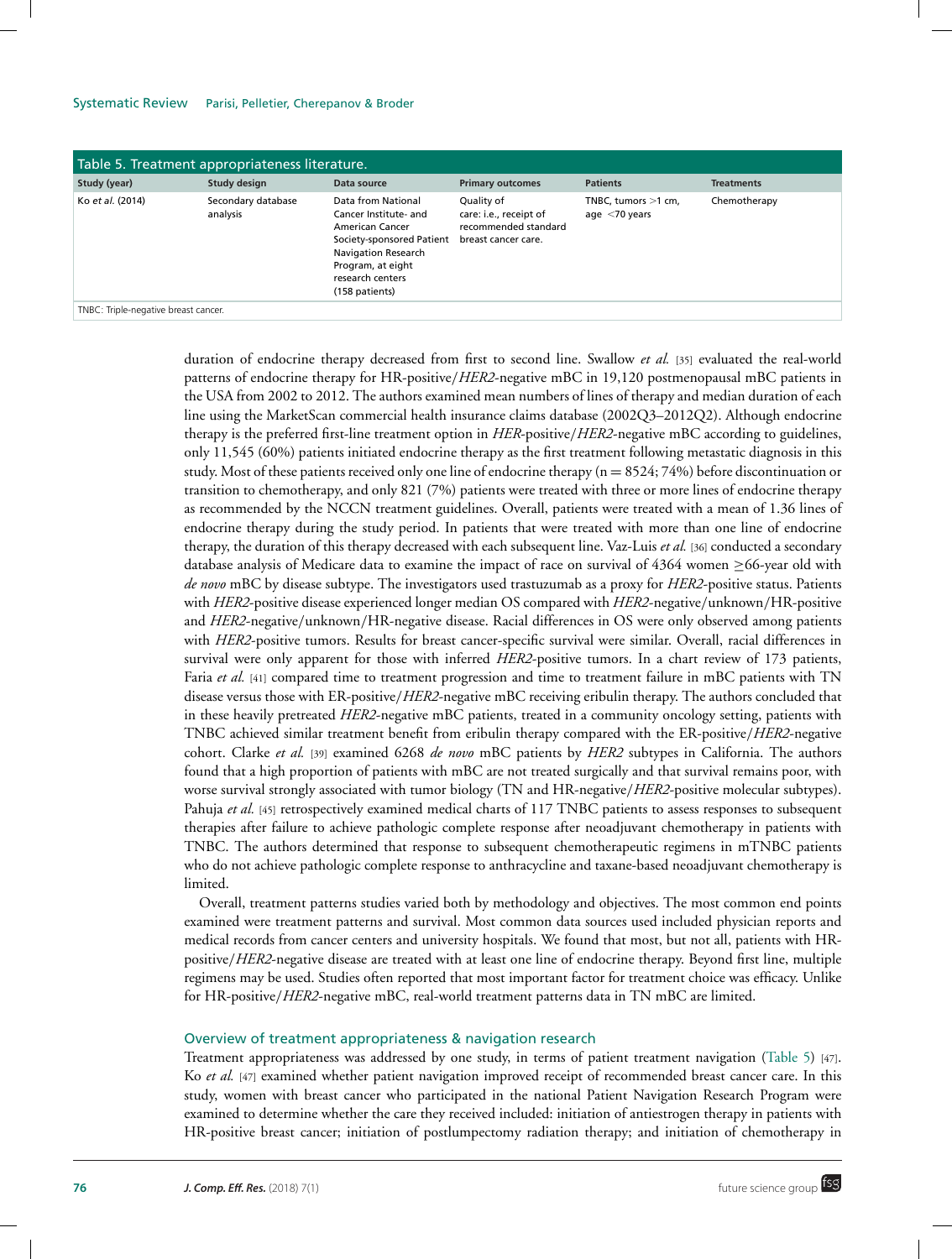Table 5. Treatment appropriateness literature.

| Study (year) | Study design | Data source | Primary outcomes | Patients | Treatments |
|---|---|---|---|---|---|
| Ko *et al.* (2014) | Secondary database analysis | Data from National Cancer Institute- and American Cancer Society-sponsored Patient Navigation Research Program, at eight research centers (158 patients) | Quality of care: i.e., receipt of recommended standard breast cancer care. | TNBC, tumors >1 cm, age <70 years | Chemotherapy |

TNBC: Triple-negative breast cancer.

duration of endocrine therapy decreased from first to second line. Swallow *et al.* [35] evaluated the real-world patterns of endocrine therapy for HR-positive/*HER2*-negative mBC in 19,120 postmenopausal mBC patients in the USA from 2002 to 2012. The authors examined mean numbers of lines of therapy and median duration of each line using the MarketScan commercial health insurance claims database (2002Q3–2012Q2). Although endocrine therapy is the preferred first-line treatment option in *HER*-positive/*HER2*-negative mBC according to guidelines, only 11,545 (60%) patients initiated endocrine therapy as the first treatment following metastatic diagnosis in this study. Most of these patients received only one line of endocrine therapy (n = 8524; 74%) before discontinuation or transition to chemotherapy, and only 821 (7%) patients were treated with three or more lines of endocrine therapy as recommended by the NCCN treatment guidelines. Overall, patients were treated with a mean of 1.36 lines of endocrine therapy during the study period. In patients that were treated with more than one line of endocrine therapy, the duration of this therapy decreased with each subsequent line. Vaz-Luis *et al.* [36] conducted a secondary database analysis of Medicare data to examine the impact of race on survival of 4364 women ≥66-year old with *de novo* mBC by disease subtype. The investigators used trastuzumab as a proxy for *HER2*-positive status. Patients with *HER2*-positive disease experienced longer median OS compared with *HER2*-negative/unknown/HR-positive and *HER2*-negative/unknown/HR-negative disease. Racial differences in OS were only observed among patients with *HER2*-positive tumors. Results for breast cancer-specific survival were similar. Overall, racial differences in survival were only apparent for those with inferred *HER2*-positive tumors. In a chart review of 173 patients, Faria *et al.* [41] compared time to treatment progression and time to treatment failure in mBC patients with TN disease versus those with ER-positive/*HER2*-negative mBC receiving eribulin therapy. The authors concluded that in these heavily pretreated *HER2*-negative mBC patients, treated in a community oncology setting, patients with TNBC achieved similar treatment benefit from eribulin therapy compared with the ER-positive/*HER2*-negative cohort. Clarke *et al.* [39] examined 6268 *de novo* mBC patients by *HER2* subtypes in California. The authors found that a high proportion of patients with mBC are not treated surgically and that survival remains poor, with worse survival strongly associated with tumor biology (TN and HR-negative/*HER2*-positive molecular subtypes). Pahuja *et al.* [45] retrospectively examined medical charts of 117 TNBC patients to assess responses to subsequent therapies after failure to achieve pathologic complete response after neoadjuvant chemotherapy in patients with TNBC. The authors determined that response to subsequent chemotherapeutic regimens in mTNBC patients who do not achieve pathologic complete response to anthracycline and taxane-based neoadjuvant chemotherapy is limited.

Overall, treatment patterns studies varied both by methodology and objectives. The most common end points examined were treatment patterns and survival. Most common data sources used included physician reports and medical records from cancer centers and university hospitals. We found that most, but not all, patients with HR-positive/*HER2*-negative disease are treated with at least one line of endocrine therapy. Beyond first line, multiple regimens may be used. Studies often reported that most important factor for treatment choice was efficacy. Unlike for HR-positive/*HER2*-negative mBC, real-world treatment patterns data in TN mBC are limited.

## Overview of treatment appropriateness & navigation research

Treatment appropriateness was addressed by one study, in terms of patient treatment navigation (Table 5) [47]. Ko *et al.* [47] examined whether patient navigation improved receipt of recommended breast cancer care. In this study, women with breast cancer who participated in the national Patient Navigation Research Program were examined to determine whether the care they received included: initiation of antiestrogen therapy in patients with HR-positive breast cancer; initiation of postlumpectomy radiation therapy; and initiation of chemotherapy in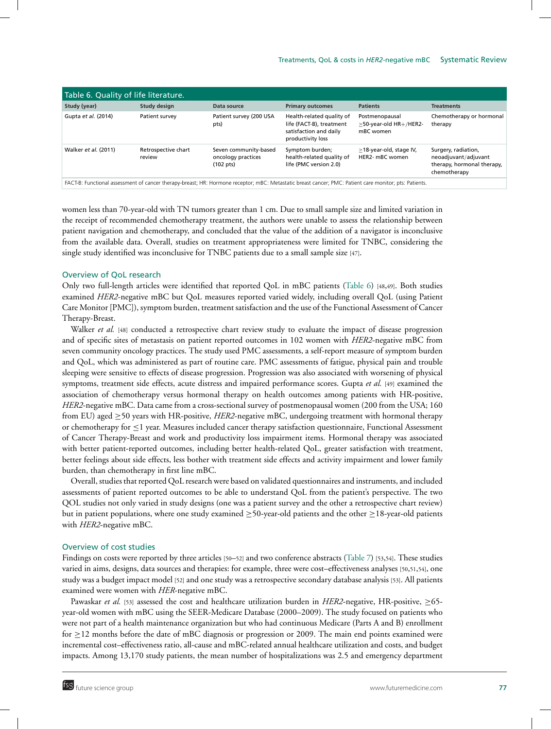Table 6. Quality of life literature.

| Study (year) | Study design | Data source | Primary outcomes | Patients | Treatments |
|---|---|---|---|---|---|
| Gupta *et al.* (2014) | Patient survey | Patient survey (200 USA pts) | Health-related quality of life (FACT-B), treatment satisfaction and daily productivity loss | Postmenopausal ≥50-year-old HR+/HER2- mBC women | Chemotherapy or hormonal therapy |
| Walker *et al.* (2011) | Retrospective chart review | Seven community-based oncology practices (102 pts) | Symptom burden; health-related quality of life (PMC version 2.0) | ≥18-year-old, stage IV, HER2- mBC women | Surgery, radiation, neoadjuvant/adjuvant therapy, hormonal therapy, chemotherapy |

FACT-B: Functional assessment of cancer therapy-breast; HR: Hormone receptor; mBC: Metastatic breast cancer; PMC: Patient care monitor; pts: Patients.

women less than 70-year-old with TN tumors greater than 1 cm. Due to small sample size and limited variation in the receipt of recommended chemotherapy treatment, the authors were unable to assess the relationship between patient navigation and chemotherapy, and concluded that the value of the addition of a navigator is inconclusive from the available data. Overall, studies on treatment appropriateness were limited for TNBC, considering the single study identified was inconclusive for TNBC patients due to a small sample size [47].

## Overview of QoL research

Only two full-length articles were identified that reported QoL in mBC patients (Table 6) [48,49]. Both studies examined *HER2*-negative mBC but QoL measures reported varied widely, including overall QoL (using Patient Care Monitor [PMC]), symptom burden, treatment satisfaction and the use of the Functional Assessment of Cancer Therapy-Breast.

Walker *et al.* [48] conducted a retrospective chart review study to evaluate the impact of disease progression and of specific sites of metastasis on patient reported outcomes in 102 women with *HER2*-negative mBC from seven community oncology practices. The study used PMC assessments, a self-report measure of symptom burden and QoL, which was administered as part of routine care. PMC assessments of fatigue, physical pain and trouble sleeping were sensitive to effects of disease progression. Progression was also associated with worsening of physical symptoms, treatment side effects, acute distress and impaired performance scores. Gupta *et al.* [49] examined the association of chemotherapy versus hormonal therapy on health outcomes among patients with HR-positive, *HER2*-negative mBC. Data came from a cross-sectional survey of postmenopausal women (200 from the USA; 160 from EU) aged ≥50 years with HR-positive, *HER2*-negative mBC, undergoing treatment with hormonal therapy or chemotherapy for ≤1 year. Measures included cancer therapy satisfaction questionnaire, Functional Assessment of Cancer Therapy-Breast and work and productivity loss impairment items. Hormonal therapy was associated with better patient-reported outcomes, including better health-related QoL, greater satisfaction with treatment, better feelings about side effects, less bother with treatment side effects and activity impairment and lower family burden, than chemotherapy in first line mBC.

Overall, studies that reported QoL research were based on validated questionnaires and instruments, and included assessments of patient reported outcomes to be able to understand QoL from the patient's perspective. The two QOL studies not only varied in study designs (one was a patient survey and the other a retrospective chart review) but in patient populations, where one study examined ≥50-year-old patients and the other ≥18-year-old patients with *HER2*-negative mBC.

## Overview of cost studies

Findings on costs were reported by three articles [50–52] and two conference abstracts (Table 7) [53,54]. These studies varied in aims, designs, data sources and therapies: for example, three were cost–effectiveness analyses [50,51,54], one study was a budget impact model [52] and one study was a retrospective secondary database analysis [53]. All patients examined were women with *HER*-negative mBC.

Pawaskar *et al.* [53] assessed the cost and healthcare utilization burden in *HER2*-negative, HR-positive, ≥65-year-old women with mBC using the SEER-Medicare Database (2000–2009). The study focused on patients who were not part of a health maintenance organization but who had continuous Medicare (Parts A and B) enrollment for ≥12 months before the date of mBC diagnosis or progression or 2009. The main end points examined were incremental cost–effectiveness ratio, all-cause and mBC-related annual healthcare utilization and costs, and budget impacts. Among 13,170 study patients, the mean number of hospitalizations was 2.5 and emergency department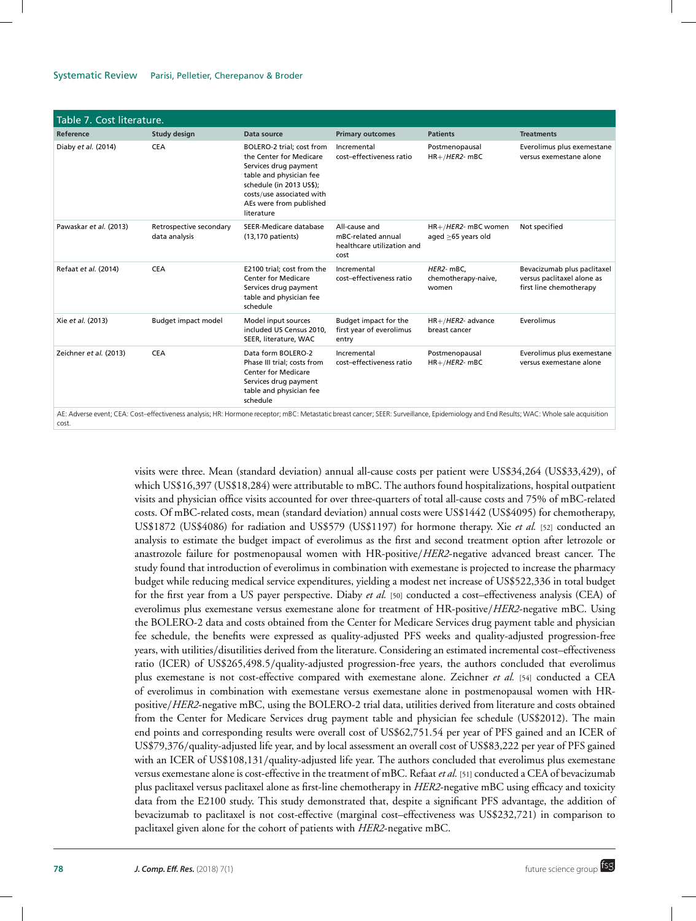Table 7. Cost literature.

| Reference | Study design | Data source | Primary outcomes | Patients | Treatments |
|---|---|---|---|---|---|
| Diaby *et al.* (2014) | CEA | BOLERO-2 trial; cost from the Center for Medicare Services drug payment table and physician fee schedule (in 2013 US$); costs/use associated with AEs were from published literature | Incremental cost–effectiveness ratio | Postmenopausal HR+/*HER2*- mBC | Everolimus plus exemestane versus exemestane alone |
| Pawaskar *et al.* (2013) | Retrospective secondary data analysis | SEER-Medicare database (13,170 patients) | All-cause and mBC-related annual healthcare utilization and cost | HR+/*HER2*- mBC women aged ≥65 years old | Not specified |
| Refaat *et al.* (2014) | CEA | E2100 trial; cost from the Center for Medicare Services drug payment table and physician fee schedule | Incremental cost–effectiveness ratio | *HER2*- mBC, chemotherapy-naive, women | Bevacizumab plus paclitaxel versus paclitaxel alone as first line chemotherapy |
| Xie *et al.* (2013) | Budget impact model | Model input sources included US Census 2010, SEER, literature, WAC | Budget impact for the first year of everolimus entry | HR+/*HER2*- advance breast cancer | Everolimus |
| Zeichner *et al.* (2013) | CEA | Data form BOLERO-2 Phase III trial; costs from Center for Medicare Services drug payment table and physician fee schedule | Incremental cost–effectiveness ratio | Postmenopausal HR+/*HER2*- mBC | Everolimus plus exemestane versus exemestane alone |

AE: Adverse event; CEA: Cost–effectiveness analysis; HR: Hormone receptor; mBC: Metastatic breast cancer; SEER: Surveillance, Epidemiology and End Results; WAC: Whole sale acquisition cost.

visits were three. Mean (standard deviation) annual all-cause costs per patient were US$34,264 (US$33,429), of which US$16,397 (US$18,284) were attributable to mBC. The authors found hospitalizations, hospital outpatient visits and physician office visits accounted for over three-quarters of total all-cause costs and 75% of mBC-related costs. Of mBC-related costs, mean (standard deviation) annual costs were US$1442 (US$4095) for chemotherapy, US$1872 (US$4086) for radiation and US$579 (US$1197) for hormone therapy. Xie *et al.* [52] conducted an analysis to estimate the budget impact of everolimus as the first and second treatment option after letrozole or anastrozole failure for postmenopausal women with HR-positive/*HER2*-negative advanced breast cancer. The study found that introduction of everolimus in combination with exemestane is projected to increase the pharmacy budget while reducing medical service expenditures, yielding a modest net increase of US$522,336 in total budget for the first year from a US payer perspective. Diaby *et al.* [50] conducted a cost–effectiveness analysis (CEA) of everolimus plus exemestane versus exemestane alone for treatment of HR-positive/*HER2*-negative mBC. Using the BOLERO-2 data and costs obtained from the Center for Medicare Services drug payment table and physician fee schedule, the benefits were expressed as quality-adjusted PFS weeks and quality-adjusted progression-free years, with utilities/disutilities derived from the literature. Considering an estimated incremental cost–effectiveness ratio (ICER) of US$265,498.5/quality-adjusted progression-free years, the authors concluded that everolimus plus exemestane is not cost-effective compared with exemestane alone. Zeichner *et al.* [54] conducted a CEA of everolimus in combination with exemestane versus exemestane alone in postmenopausal women with HR-positive/*HER2*-negative mBC, using the BOLERO-2 trial data, utilities derived from literature and costs obtained from the Center for Medicare Services drug payment table and physician fee schedule (US$2012). The main end points and corresponding results were overall cost of US$62,751.54 per year of PFS gained and an ICER of US$79,376/quality-adjusted life year, and by local assessment an overall cost of US$83,222 per year of PFS gained with an ICER of US$108,131/quality-adjusted life year. The authors concluded that everolimus plus exemestane versus exemestane alone is cost-effective in the treatment of mBC. Refaat *et al.* [51] conducted a CEA of bevacizumab plus paclitaxel versus paclitaxel alone as first-line chemotherapy in *HER2*-negative mBC using efficacy and toxicity data from the E2100 study. This study demonstrated that, despite a significant PFS advantage, the addition of bevacizumab to paclitaxel is not cost-effective (marginal cost–effectiveness was US$232,721) in comparison to paclitaxel given alone for the cohort of patients with *HER2*-negative mBC.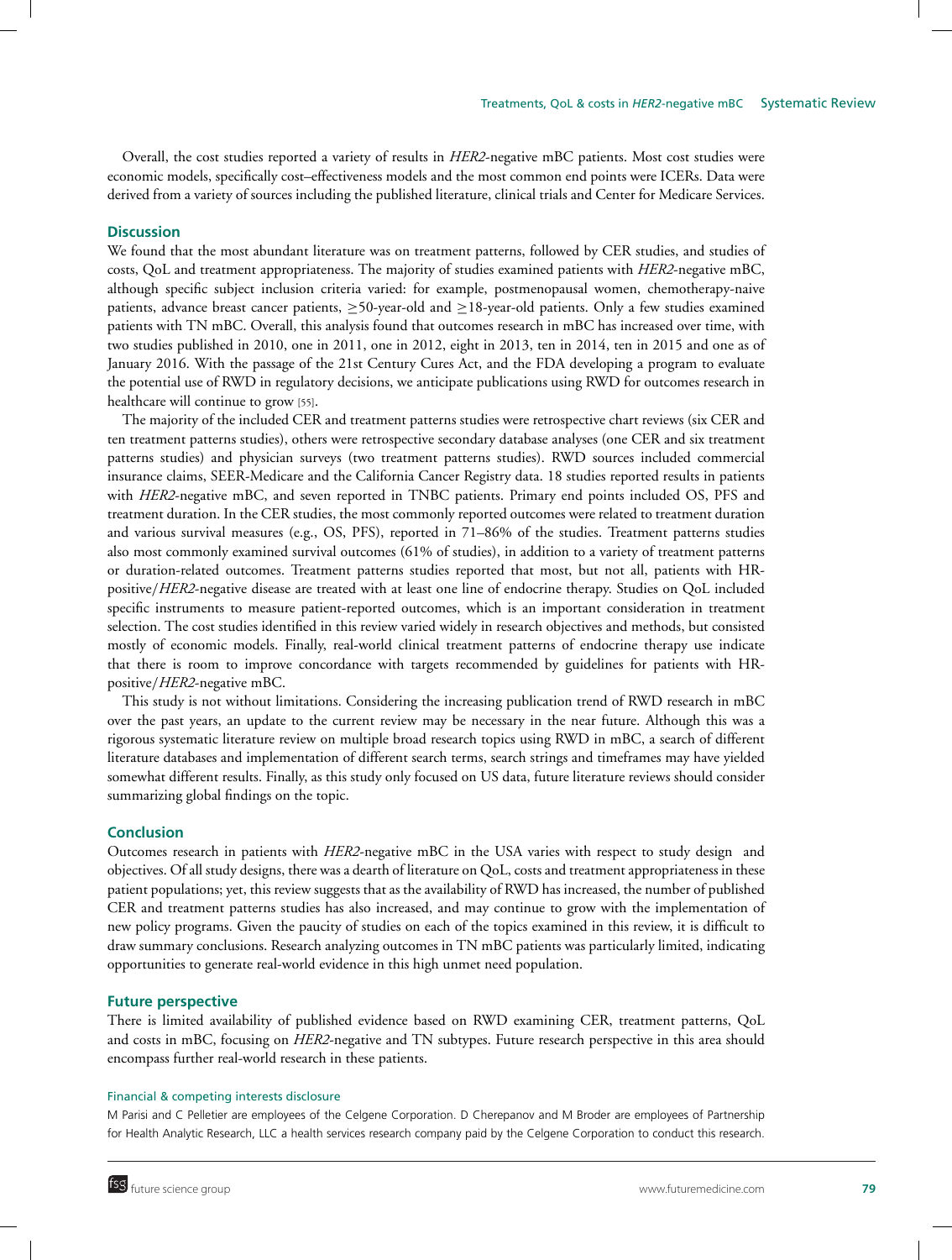Overall, the cost studies reported a variety of results in *HER2*-negative mBC patients. Most cost studies were economic models, specifically cost–effectiveness models and the most common end points were ICERs. Data were derived from a variety of sources including the published literature, clinical trials and Center for Medicare Services.

## Discussion

We found that the most abundant literature was on treatment patterns, followed by CER studies, and studies of costs, QoL and treatment appropriateness. The majority of studies examined patients with *HER2*-negative mBC, although specific subject inclusion criteria varied: for example, postmenopausal women, chemotherapy-naive patients, advance breast cancer patients, ≥50-year-old and ≥18-year-old patients. Only a few studies examined patients with TN mBC. Overall, this analysis found that outcomes research in mBC has increased over time, with two studies published in 2010, one in 2011, one in 2012, eight in 2013, ten in 2014, ten in 2015 and one as of January 2016. With the passage of the 21st Century Cures Act, and the FDA developing a program to evaluate the potential use of RWD in regulatory decisions, we anticipate publications using RWD for outcomes research in healthcare will continue to grow [55].

The majority of the included CER and treatment patterns studies were retrospective chart reviews (six CER and ten treatment patterns studies), others were retrospective secondary database analyses (one CER and six treatment patterns studies) and physician surveys (two treatment patterns studies). RWD sources included commercial insurance claims, SEER-Medicare and the California Cancer Registry data. 18 studies reported results in patients with *HER2*-negative mBC, and seven reported in TNBC patients. Primary end points included OS, PFS and treatment duration. In the CER studies, the most commonly reported outcomes were related to treatment duration and various survival measures (e.g., OS, PFS), reported in 71–86% of the studies. Treatment patterns studies also most commonly examined survival outcomes (61% of studies), in addition to a variety of treatment patterns or duration-related outcomes. Treatment patterns studies reported that most, but not all, patients with HR-positive/*HER2*-negative disease are treated with at least one line of endocrine therapy. Studies on QoL included specific instruments to measure patient-reported outcomes, which is an important consideration in treatment selection. The cost studies identified in this review varied widely in research objectives and methods, but consisted mostly of economic models. Finally, real-world clinical treatment patterns of endocrine therapy use indicate that there is room to improve concordance with targets recommended by guidelines for patients with HR-positive/*HER2*-negative mBC.

This study is not without limitations. Considering the increasing publication trend of RWD research in mBC over the past years, an update to the current review may be necessary in the near future. Although this was a rigorous systematic literature review on multiple broad research topics using RWD in mBC, a search of different literature databases and implementation of different search terms, search strings and timeframes may have yielded somewhat different results. Finally, as this study only focused on US data, future literature reviews should consider summarizing global findings on the topic.

## Conclusion

Outcomes research in patients with *HER2*-negative mBC in the USA varies with respect to study design and objectives. Of all study designs, there was a dearth of literature on QoL, costs and treatment appropriateness in these patient populations; yet, this review suggests that as the availability of RWD has increased, the number of published CER and treatment patterns studies has also increased, and may continue to grow with the implementation of new policy programs. Given the paucity of studies on each of the topics examined in this review, it is difficult to draw summary conclusions. Research analyzing outcomes in TN mBC patients was particularly limited, indicating opportunities to generate real-world evidence in this high unmet need population.

## Future perspective

There is limited availability of published evidence based on RWD examining CER, treatment patterns, QoL and costs in mBC, focusing on *HER2*-negative and TN subtypes. Future research perspective in this area should encompass further real-world research in these patients.

#### Financial & competing interests disclosure

M Parisi and C Pelletier are employees of the Celgene Corporation. D Cherepanov and M Broder are employees of Partnership for Health Analytic Research, LLC a health services research company paid by the Celgene Corporation to conduct this research.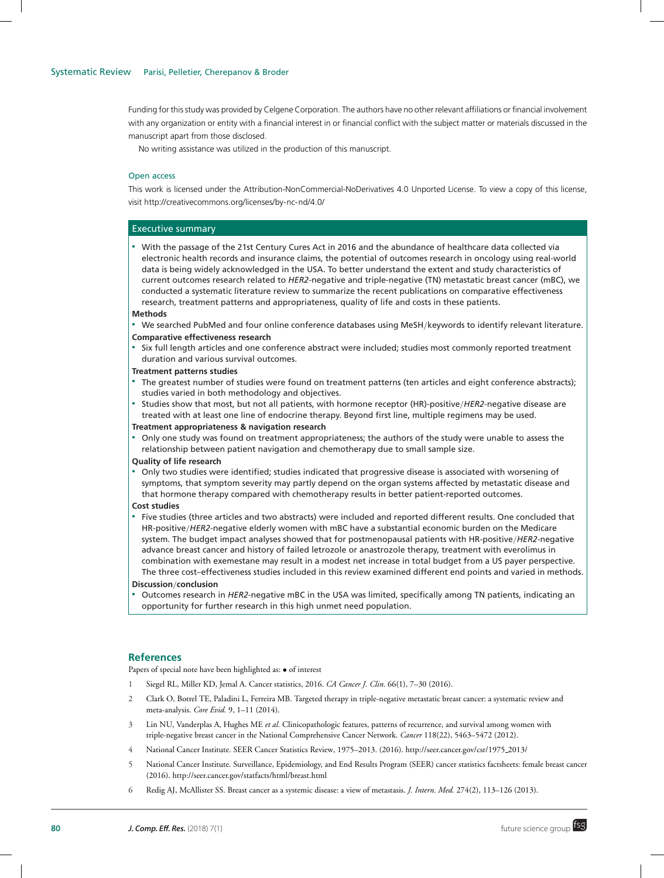Funding for this study was provided by Celgene Corporation. The authors have no other relevant affiliations or financial involvement with any organization or entity with a financial interest in or financial conflict with the subject matter or materials discussed in the manuscript apart from those disclosed.

No writing assistance was utilized in the production of this manuscript.

### Open access

This work is licensed under the Attribution-NonCommercial-NoDerivatives 4.0 Unported License. To view a copy of this license, visit http://creativecommons.org/licenses/by-nc-nd/4.0/

## Executive summary

- With the passage of the 21st Century Cures Act in 2016 and the abundance of healthcare data collected via electronic health records and insurance claims, the potential of outcomes research in oncology using real-world data is being widely acknowledged in the USA. To better understand the extent and study characteristics of current outcomes research related to *HER2*-negative and triple-negative (TN) metastatic breast cancer (mBC), we conducted a systematic literature review to summarize the recent publications on comparative effectiveness research, treatment patterns and appropriateness, quality of life and costs in these patients.

**Methods**

- We searched PubMed and four online conference databases using MeSH/keywords to identify relevant literature.

**Comparative effectiveness research**

- Six full length articles and one conference abstract were included; studies most commonly reported treatment duration and various survival outcomes.

**Treatment patterns studies**

- The greatest number of studies were found on treatment patterns (ten articles and eight conference abstracts); studies varied in both methodology and objectives.
- Studies show that most, but not all patients, with hormone receptor (HR)-positive/*HER2*-negative disease are treated with at least one line of endocrine therapy. Beyond first line, multiple regimens may be used.

**Treatment appropriateness & navigation research**

- Only one study was found on treatment appropriateness; the authors of the study were unable to assess the relationship between patient navigation and chemotherapy due to small sample size.

**Quality of life research**

- Only two studies were identified; studies indicated that progressive disease is associated with worsening of symptoms, that symptom severity may partly depend on the organ systems affected by metastatic disease and that hormone therapy compared with chemotherapy results in better patient-reported outcomes.

**Cost studies**

- Five studies (three articles and two abstracts) were included and reported different results. One concluded that HR-positive/*HER2*-negative elderly women with mBC have a substantial economic burden on the Medicare system. The budget impact analyses showed that for postmenopausal patients with HR-positive/*HER2*-negative advance breast cancer and history of failed letrozole or anastrozole therapy, treatment with everolimus in combination with exemestane may result in a modest net increase in total budget from a US payer perspective. The three cost–effectiveness studies included in this review examined different end points and varied in methods.

**Discussion/conclusion**

- Outcomes research in *HER2*-negative mBC in the USA was limited, specifically among TN patients, indicating an opportunity for further research in this high unmet need population.

## References

Papers of special note have been highlighted as: • of interest

1. Siegel RL, Miller KD, Jemal A. Cancer statistics, 2016. *CA Cancer J. Clin.* 66(1), 7–30 (2016).
2. Clark O, Botrel TE, Paladini L, Ferreira MB. Targeted therapy in triple-negative metastatic breast cancer: a systematic review and meta-analysis. *Core Evid.* 9, 1–11 (2014).
3. Lin NU, Vanderplas A, Hughes ME *et al.* Clinicopathologic features, patterns of recurrence, and survival among women with triple-negative breast cancer in the National Comprehensive Cancer Network. *Cancer* 118(22), 5463–5472 (2012).
4. National Cancer Institute. SEER Cancer Statistics Review, 1975–2013. (2016). http://seer.cancer.gov/csr/1975_2013/
5. National Cancer Institute. Surveillance, Epidemiology, and End Results Program (SEER) cancer statistics factsheets: female breast cancer (2016). http://seer.cancer.gov/statfacts/html/breast.html
6. Redig AJ, McAllister SS. Breast cancer as a systemic disease: a view of metastasis. *J. Intern. Med.* 274(2), 113–126 (2013).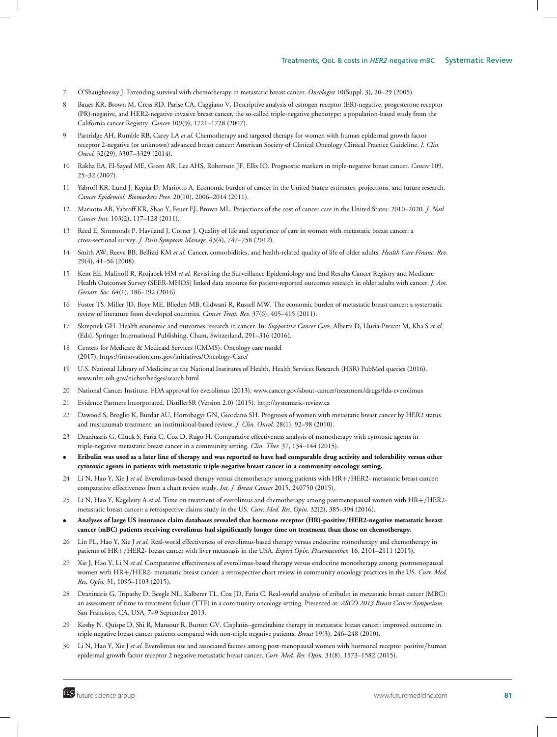7 O'Shaughnessy J. Extending survival with chemotherapy in metastatic breast cancer. *Oncologist* 10(Suppl. 3), 20–29 (2005).

8 Bauer KR, Brown M, Cress RD, Parise CA, Caggiano V. Descriptive analysis of estrogen receptor (ER)-negative, progesterone receptor (PR)-negative, and HER2-negative invasive breast cancer, the so-called triple-negative phenotype: a population-based study from the California cancer Registry. *Cancer* 109(9), 1721–1728 (2007).

9 Partridge AH, Rumble RB, Carey LA *et al.* Chemotherapy and targeted therapy for women with human epidermal growth factor receptor 2-negative (or unknown) advanced breast cancer: American Society of Clinical Oncology Clinical Practice Guideline. *J. Clin. Oncol.* 32(29), 3307–3329 (2014).

10 Rakha EA, El-Sayed ME, Green AR, Lee AHS, Robertson JF, Ellis IO. Prognostic markers in triple-negative breast cancer. *Cancer* 109, 25–32 (2007).

11 Yabroff KR, Lund J, Kepka D, Mariotto A. Economic burden of cancer in the United States: estimates, projections, and future research. *Cancer Epidemiol. Biomarkers Prev.* 20(10), 2006–2014 (2011).

12 Mariotto AB, Yabroff KR, Shao Y, Feuer EJ, Brown ML. Projections of the cost of cancer care in the United States: 2010–2020. *J. Natl Cancer Inst.* 103(2), 117–128 (2011).

13 Reed E, Simmonds P, Haviland J, Corner J. Quality of life and experience of care in women with metastatic breast cancer: a cross-sectional survey. *J. Pain Symptom Manage.* 43(4), 747–758 (2012).

14 Smith AW, Reeve BB, Bellizzi KM *et al.* Cancer, comorbidities, and health-related quality of life of older adults. *Health Care Financ. Rev.* 29(4), 41–56 (2008).

15 Kent EE, Malinoff R, Rozjabek HM *et al.* Revisiting the Surveillance Epidemiology and End Results Cancer Registry and Medicare Health Outcomes Survey (SEER-MHOS) linked data resource for patient-reported outcomes research in older adults with cancer. *J. Am. Geriatr. Soc.* 64(1), 186–192 (2016).

16 Foster TS, Miller JD, Boye ME, Blieden MB, Gidwani R, Russell MW. The economic burden of metastatic breast cancer: a systematic review of literature from developed countries. *Cancer Treat. Rev.* 37(6), 405–415 (2011).

17 Skrepnek GH. Health economic and outcomes research in cancer. In: *Supportive Cancer Care.* Alberts D, Lluria-Prevatt M, Kha S *et al.* (Eds). Springer International Publishing, Cham, Switzerland, 291–316 (2016).

18 Centers for Medicare & Medicaid Services (CMMS). Oncology care model (2017). https://innovation.cms.gov/initiatives/Oncology-Care/

19 U.S. National Library of Medicine at the National Institutes of Health. Health Services Research (HSR) PubMed queries (2016). www.nlm.nih.gov/nichsr/hedges/search.html

20 National Cancer Institute. FDA approval for everolimus (2013). www.cancer.gov/about-cancer/treatment/drugs/fda-everolimus

21 Evidence Partners Incorporated. DistillerSR (Version 2.0) (2015). http://systematic-review.ca

22 Dawood S, Broglio K, Buzdar AU, Hortobagyi GN, Giordano SH. Prognosis of women with metastatic breast cancer by HER2 status and trastuzumab treatment: an institutional-based review. *J. Clin. Oncol.* 28(1), 92–98 (2010).

23 Dranitsaris G, Gluck S, Faria C, Cox D, Rugo H. Comparative effectiveness analysis of monotherapy with cytotoxic agents in triple-negative metastatic breast cancer in a community setting. *Clin. Ther.* 37, 134–144 (2015).

- **Eribulin was used as a later line of therapy and was reported to have had comparable drug activity and tolerability versus other cytotoxic agents in patients with metastatic triple-negative breast cancer in a community oncology setting.**

24 Li N, Hao Y, Xie J *et al.* Everolimus-based therapy versus chemotherapy among patients with HR+/HER2- metastatic breast cancer: comparative effectiveness from a chart review study. *Int. J. Breast Cancer* 2015, 240750 (2015).

25 Li N, Hao Y, Kageleiry A *et al.* Time on treatment of everolimus and chemotherapy among postmenopausal women with HR+/HER2- metastatic breast cancer: a retrospective claims study in the US. *Curr. Med. Res. Opin.* 32(2), 385–394 (2016).

- **Analyses of large US insurance claim databases revealed that hormone receptor (HR)-positive/HER2-negative metastatic breast cancer (mBC) patients receiving everolimus had significantly longer time on treatment than those on chemotherapy.**

26 Lin PL, Hao Y, Xie J *et al.* Real-world effectiveness of everolimus-based therapy versus endocrine monotherapy and chemotherapy in patients of HR+/HER2- breast cancer with liver metastasis in the USA. *Expert Opin. Pharmacother.* 16, 2101–2111 (2015).

27 Xie J, Hao Y, Li N *et al.* Comparative effectiveness of everolimus-based therapy versus endocrine monotherapy among postmenopausal women with HR+/HER2- metastatic breast cancer: a retrospective chart review in community oncology practices in the US. *Curr. Med. Res. Opin.* 31, 1095–1103 (2015).

28 Dranitsaris G, Tripathy D, Beegle NL, Kalberer TL, Cox JD, Faria C. Real-world analysis of eribulin in metastatic breast cancer (MBC): an assessment of time to treatment failure (TTF) in a community oncology setting. Presented at: *ASCO 2013 Breast Cancer Symposium*. San Francisco, CA, USA, 7–9 September 2013.

29 Koshy N, Quispe D, Shi R, Mansour R, Burton GV. Cisplatin–gemcitabine therapy in metastatic breast cancer: improved outcome in triple negative breast cancer patients compared with non-triple negative patients. *Breast* 19(3), 246–248 (2010).

30 Li N, Hao Y, Xie J *et al.* Everolimus use and associated factors among post-menopausal women with hormonal receptor positive/human epidermal growth factor receptor 2 negative metastatic breast cancer. *Curr. Med. Res. Opin.* 31(8), 1573–1582 (2015).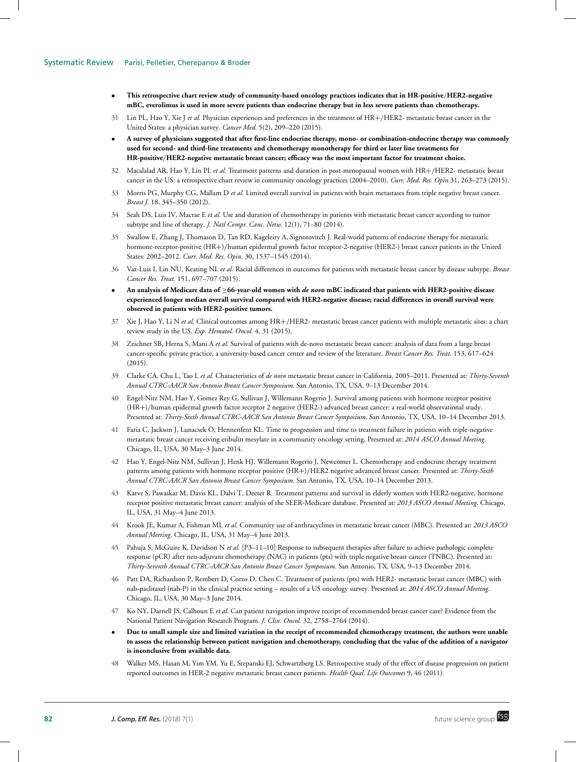- **This retrospective chart review study of community-based oncology practices indicates that in HR-positive/HER2-negative mBC, everolimus is used in more severe patients than endocrine therapy but in less severe patients than chemotherapy.**

31 Lin PL, Hao Y, Xie J *et al.* Physician experiences and preferences in the treatment of HR+/HER2- metastatic breast cancer in the United States: a physician survey. *Cancer Med.* 5(2), 209–220 (2015).

- **A survey of physicians suggested that after first-line endocrine therapy, mono- or combination-endocrine therapy was commonly used for second- and third-line treatments and chemotherapy monotherapy for third or later line treatments for HR-positive/HER2-negative metastatic breast cancer; efficacy was the most important factor for treatment choice.**

32 Macalalad AR, Hao Y, Lin PL *et al.* Treatment patterns and duration in post-menopausal women with HR+/HER2- metastatic breast cancer in the US: a retrospective chart review in community oncology practices (2004–2010). *Curr. Med. Res. Opin.*31, 263–273 (2015).

33 Morris PG, Murphy CG, Mallam D *et al.* Limited overall survival in patients with brain metastases from triple negative breast cancer. *Breast J.* 18, 345–350 (2012).

34 Seah DS, Luis IV, Macrae E *et al.* Use and duration of chemotherapy in patients with metastatic breast cancer according to tumor subtype and line of therapy. *J. Natl Compr. Canc. Netw.* 12(1), 71–80 (2014).

35 Swallow E, Zhang J, Thomason D, Tan RD, Kageleiry A, Signorovitch J. Real-world patterns of endocrine therapy for metastatic hormone-receptor-positive (HR+)/human epidermal growth factor receptor-2-negative (HER2-) breast cancer patients in the United States: 2002–2012. *Curr. Med. Res. Opin.* 30, 1537–1545 (2014).

36 Vaz-Luis I, Lin NU, Keating NL *et al.* Racial differences in outcomes for patients with metastatic breast cancer by disease subtype. *Breast Cancer Res. Treat.* 151, 697–707 (2015).

- **An analysis of Medicare data of ≥66-year-old women with *de novo* mBC indicated that patients with HER2-positive disease experienced longer median overall survival compared with HER2-negative disease; racial differences in overall survival were observed in patients with HER2-positive tumors.**

37 Xie J, Hao Y, Li N *et al.* Clinical outcomes among HR+/HER2- metastatic breast cancer patients with multiple metastatic sites: a chart review study in the US. *Exp. Hematol. Oncol.* 4, 31 (2015).

38 Zeichner SB, Herna S, Mani A *et al.* Survival of patients with de-novo metastatic breast cancer: analysis of data from a large breast cancer-specific private practice, a university-based cancer center and review of the literature. *Breast Cancer Res. Treat.* 153, 617–624 (2015).

39 Clarke CA, Chu L, Tao L *et al.* Characteristics of *de novo* metastatic breast cancer in California, 2005–2011. Presented at: *Thirty-Seventh Annual CTRC-AACR San Antonio Breast Cancer Symposium*. San Antonio, TX, USA, 9–13 December 2014.

40 Engel-Nitz NM, Hao Y, Gomez Rey G, Sullivan J, Willemann Rogerio J. Survival among patients with hormone receptor positive (HR+)/human epidermal growth factor receptor 2 negative (HER2-) advanced breast cancer: a real-world observational study. Presented at: *Thirty-Sixth Annual CTRC-AACR San Antonio Breast Cancer Symposium*. San Antonio, TX, USA, 10–14 December 2013.

41 Faria C, Jackson J, Lunacsek O, Hennenfent KL. Time to progression and time to treatment failure in patients with triple-negative metastatic breast cancer receiving eribulin mesylate in a community oncology setting. Presented at: *2014 ASCO Annual Meeting*. Chicago, IL, USA, 30 May–3 June 2014.

42 Hao Y, Engel-Nitz NM, Sullivan J, Henk HJ, Willemann Rogerio J, Newcomer L. Chemotherapy and endocrine therapy treatment patterns among patients with hormone receptor positive (HR+)/HER2 negative advanced breast cancer. Presented at: *Thirty-Sixth Annual CTRC-AACR San Antonio Breast Cancer Symposium*. San Antonio, TX, USA, 10–14 December 2013.

43 Karve S, Pawaskar M, Davis KL, Dalvi T, Deeter R. Treatment patterns and survival in elderly women with HER2-negative, hormone receptor positive metastatic breast cancer: analysis of the SEER-Medicare database. Presented at: *2013 ASCO Annual Meeting*. Chicago, IL, USA, 31 May–4 June 2013.

44 Krook JE, Kumar A, Fishman ML *et al.* Community use of anthracyclines in metastatic breast cancer (MBC). Presented at: *2013 ASCO Annual Meeting*. Chicago, IL, USA, 31 May–4 June 2013.

45 Pahuja S, McGuire K, Davidson N *et al.* [P3–11–10] Response to subsequent therapies after failure to achieve pathologic complete response (pCR) after neo-adjuvant chemotherapy (NAC) in patients (pts) with triple negative breast cancer (TNBC). Presented at: *Thirty-Seventh Annual CTRC-AACR San Antonio Breast Cancer Symposium*. San Antonio, TX, USA, 9–13 December 2014.

46 Patt DA, Richardson P, Rembert D, Corzo D, Chen C. Treatment of patients (pts) with HER2- metastatic breast cancer (MBC) with nab-paclitaxel (nab-P) in the clinical practice setting – results of a US oncology survey. Presented at: *2014 ASCO Annual Meeting*. Chicago, IL, USA, 30 May–3 June 2014.

47 Ko NY, Darnell JS, Calhoun E *et al.* Can patient navigation improve receipt of recommended breast cancer care? Evidence from the National Patient Navigation Research Program. *J. Clin. Oncol.* 32, 2758–2764 (2014).

- **Due to small sample size and limited variation in the receipt of recommended chemotherapy treatment, the authors were unable to assess the relationship between patient navigation and chemotherapy, concluding that the value of the addition of a navigator is inconclusive from available data.**

48 Walker MS, Hasan M, Yim YM, Yu E, Stepanski EJ, Schwartzberg LS. Retrospective study of the effect of disease progression on patient reported outcomes in HER-2 negative metastatic breast cancer patients. *Health Qual. Life Outcomes* 9, 46 (2011).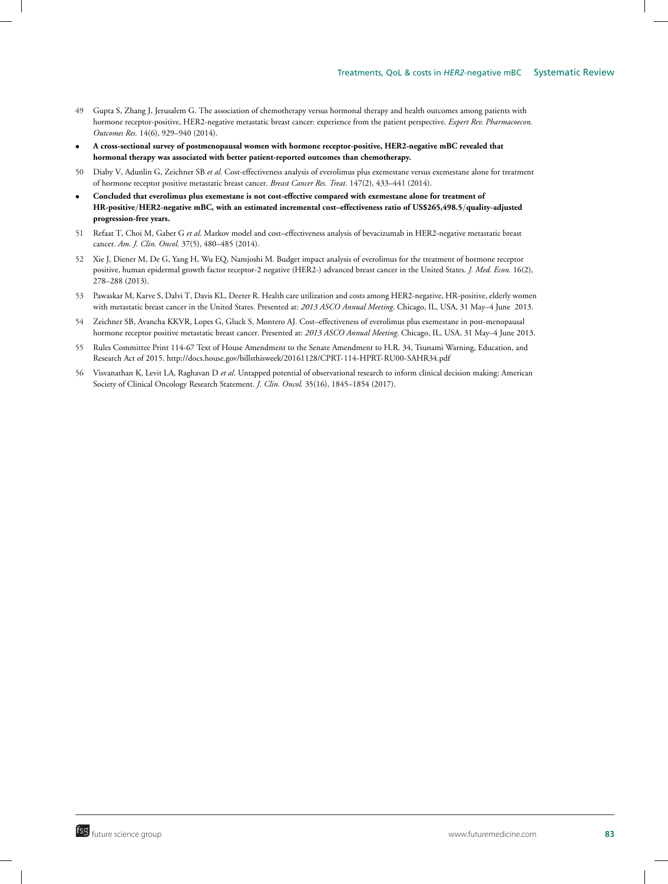49 Gupta S, Zhang J, Jerusalem G. The association of chemotherapy versus hormonal therapy and health outcomes among patients with hormone receptor-positive, HER2-negative metastatic breast cancer: experience from the patient perspective. *Expert Rev. Pharmacoecon. Outcomes Res.* 14(6), 929–940 (2014).

- **A cross-sectional survey of postmenopausal women with hormone receptor-positive, HER2-negative mBC revealed that hormonal therapy was associated with better patient-reported outcomes than chemotherapy.**

50 Diaby V, Adunlin G, Zeichner SB *et al.* Cost-effectiveness analysis of everolimus plus exemestane versus exemestane alone for treatment of hormone receptor positive metastatic breast cancer. *Breast Cancer Res. Treat.* 147(2), 433–441 (2014).

- **Concluded that everolimus plus exemestane is not cost-effective compared with exemestane alone for treatment of HR-positive/HER2-negative mBC, with an estimated incremental cost–effectiveness ratio of US$265,498.5/quality-adjusted progression-free years.**

51 Refaat T, Choi M, Gaber G *et al.* Markov model and cost–effectiveness analysis of bevacizumab in HER2-negative metastatic breast cancer. *Am. J. Clin. Oncol.* 37(5), 480–485 (2014).

52 Xie J, Diener M, De G, Yang H, Wu EQ, Namjoshi M. Budget impact analysis of everolimus for the treatment of hormone receptor positive, human epidermal growth factor receptor-2 negative (HER2-) advanced breast cancer in the United States. *J. Med. Econ.* 16(2), 278–288 (2013).

53 Pawaskar M, Karve S, Dalvi T, Davis KL, Deeter R. Health care utilization and costs among HER2-negative, HR-positive, elderly women with metastatic breast cancer in the United States. Presented at: *2013 ASCO Annual Meeting*. Chicago, IL, USA, 31 May–4 June 2013.

54 Zeichner SB, Avancha KKVR, Lopes G, Gluck S, Montero AJ. Cost–effectiveness of everolimus plus exemestane in post-menopausal hormone receptor positive metastatic breast cancer. Presented at: *2013 ASCO Annual Meeting*. Chicago, IL, USA, 31 May–4 June 2013.

55 Rules Committee Print 114-67 Text of House Amendment to the Senate Amendment to H.R. 34, Tsunami Warning, Education, and Research Act of 2015. http://docs.house.gov/billsthisweek/20161128/CPRT-114-HPRT-RU00-SAHR34.pdf

56 Visvanathan K, Levit LA, Raghavan D *et al*. Untapped potential of observational research to inform clinical decision making: American Society of Clinical Oncology Research Statement. *J. Clin. Oncol.* 35(16), 1845–1854 (2017).